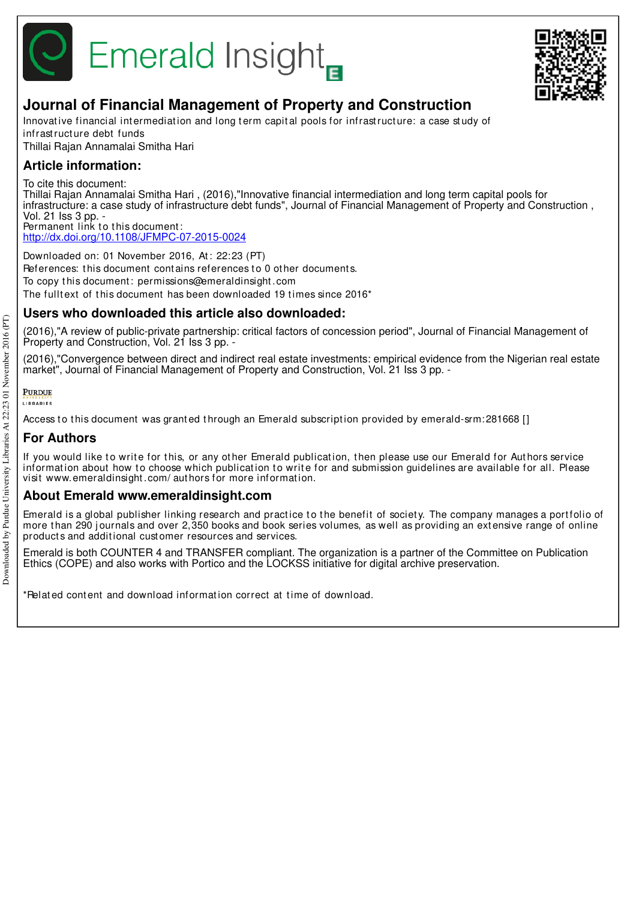# Emerald Insight

## Journal of Financial Management of Property and Construction

Innovative financial intermediation and long term capital pools for infrastructure: a case study of infrastructure debt funds

Thillai Rajan Annamalai Smitha Hari

## Article information:

To cite this document:

Thillai Rajan Annamalai Smitha Hari , (2016),"Innovative financial intermediation and long term capital pools for infrastructure: a case study of infrastructure debt funds", Journal of Financial Management of Property and Construction , Vol. 21 Iss 3 pp. -

Permanent link to this document:

http://dx.doi.org/10.1108/JFMPC-07-2015-0024

Downloaded on: 01 November 2016, At: 22:23 (PT)

References: this document contains references to 0 other documents.

To copy this document: permissions@emeraldinsight.com

The fulltext of this document has been downloaded 19 times since 2016*

## Users who downloaded this article also downloaded:

(2016),"A review of public-private partnership: critical factors of concession period", Journal of Financial Management of Property and Construction, Vol. 21 Iss 3 pp. -

(2016),"Convergence between direct and indirect real estate investments: empirical evidence from the Nigerian real estate market", Journal of Financial Management of Property and Construction, Vol. 21 Iss 3 pp. -

Access to this document was granted through an Emerald subscription provided by emerald-srm:281668 []

## For Authors

If you would like to write for this, or any other Emerald publication, then please use our Emerald for Authors service information about how to choose which publication to write for and submission guidelines are available for all. Please visit www.emeraldinsight.com/authors for more information.

## About Emerald www.emeraldinsight.com

Emerald is a global publisher linking research and practice to the benefit of society. The company manages a portfolio of more than 290 journals and over 2,350 books and book series volumes, as well as providing an extensive range of online products and additional customer resources and services.

Emerald is both COUNTER 4 and TRANSFER compliant. The organization is a partner of the Committee on Publication Ethics (COPE) and also works with Portico and the LOCKSS initiative for digital archive preservation.

*Related content and download information correct at time of download.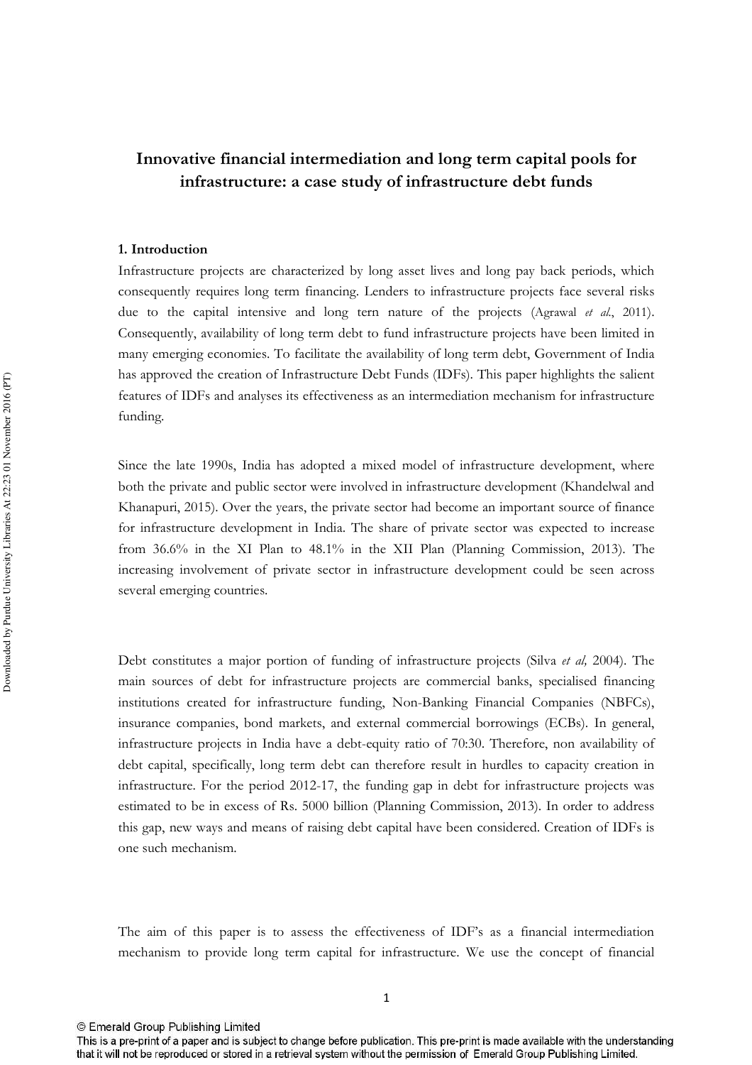# Innovative financial intermediation and long term capital pools for infrastructure: a case study of infrastructure debt funds

## 1. Introduction

Infrastructure projects are characterized by long asset lives and long pay back periods, which consequently requires long term financing. Lenders to infrastructure projects face several risks due to the capital intensive and long tern nature of the projects (Agrawal *et al.*, 2011). Consequently, availability of long term debt to fund infrastructure projects have been limited in many emerging economies. To facilitate the availability of long term debt, Government of India has approved the creation of Infrastructure Debt Funds (IDFs). This paper highlights the salient features of IDFs and analyses its effectiveness as an intermediation mechanism for infrastructure funding.

Since the late 1990s, India has adopted a mixed model of infrastructure development, where both the private and public sector were involved in infrastructure development (Khandelwal and Khanapuri, 2015). Over the years, the private sector had become an important source of finance for infrastructure development in India. The share of private sector was expected to increase from 36.6% in the XI Plan to 48.1% in the XII Plan (Planning Commission, 2013). The increasing involvement of private sector in infrastructure development could be seen across several emerging countries.

Debt constitutes a major portion of funding of infrastructure projects (Silva *et al,* 2004). The main sources of debt for infrastructure projects are commercial banks, specialised financing institutions created for infrastructure funding, Non-Banking Financial Companies (NBFCs), insurance companies, bond markets, and external commercial borrowings (ECBs). In general, infrastructure projects in India have a debt-equity ratio of 70:30. Therefore, non availability of debt capital, specifically, long term debt can therefore result in hurdles to capacity creation in infrastructure. For the period 2012-17, the funding gap in debt for infrastructure projects was estimated to be in excess of Rs. 5000 billion (Planning Commission, 2013). In order to address this gap, new ways and means of raising debt capital have been considered. Creation of IDFs is one such mechanism.

The aim of this paper is to assess the effectiveness of IDF's as a financial intermediation mechanism to provide long term capital for infrastructure. We use the concept of financial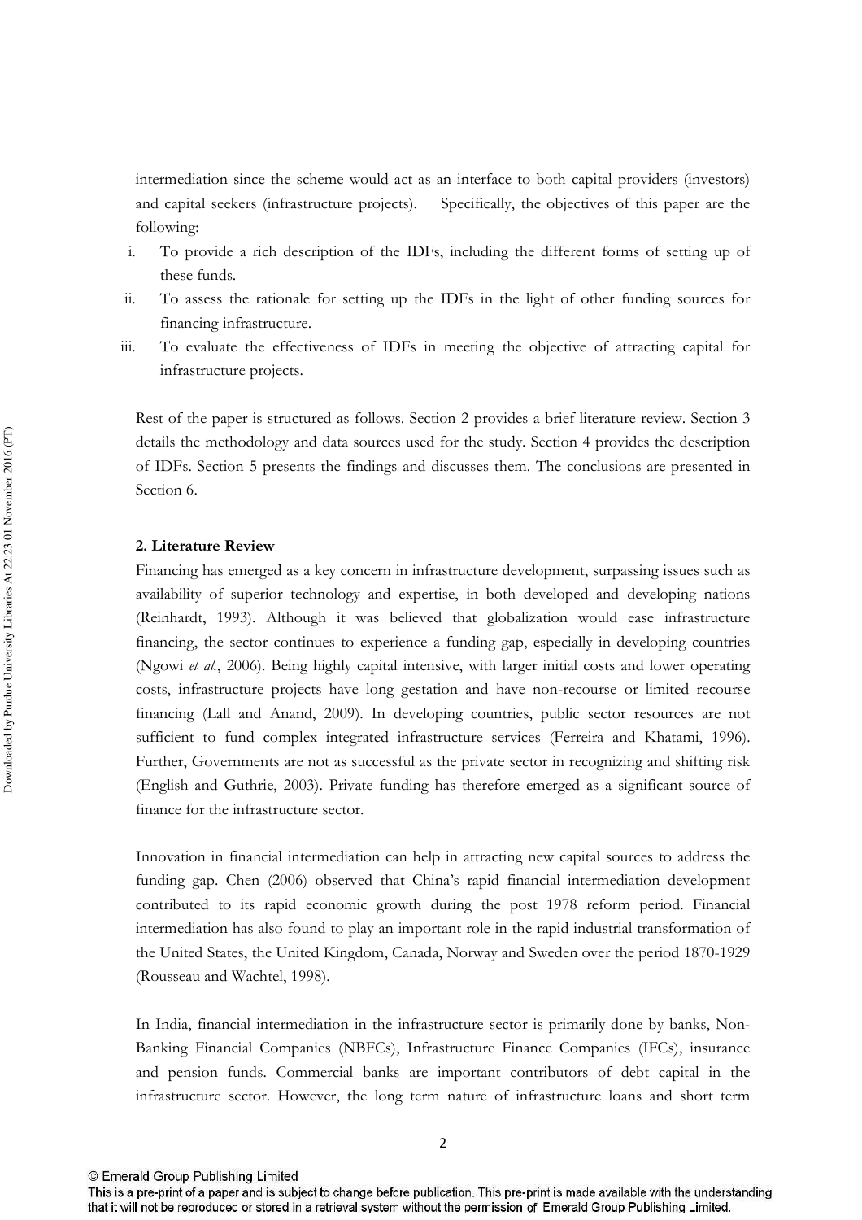intermediation since the scheme would act as an interface to both capital providers (investors) and capital seekers (infrastructure projects). Specifically, the objectives of this paper are the following:

i. To provide a rich description of the IDFs, including the different forms of setting up of these funds.
ii. To assess the rationale for setting up the IDFs in the light of other funding sources for financing infrastructure.
iii. To evaluate the effectiveness of IDFs in meeting the objective of attracting capital for infrastructure projects.

Rest of the paper is structured as follows. Section 2 provides a brief literature review. Section 3 details the methodology and data sources used for the study. Section 4 provides the description of IDFs. Section 5 presents the findings and discusses them. The conclusions are presented in Section 6.

## 2. Literature Review

Financing has emerged as a key concern in infrastructure development, surpassing issues such as availability of superior technology and expertise, in both developed and developing nations (Reinhardt, 1993). Although it was believed that globalization would ease infrastructure financing, the sector continues to experience a funding gap, especially in developing countries (Ngowi *et al.*, 2006). Being highly capital intensive, with larger initial costs and lower operating costs, infrastructure projects have long gestation and have non-recourse or limited recourse financing (Lall and Anand, 2009). In developing countries, public sector resources are not sufficient to fund complex integrated infrastructure services (Ferreira and Khatami, 1996). Further, Governments are not as successful as the private sector in recognizing and shifting risk (English and Guthrie, 2003). Private funding has therefore emerged as a significant source of finance for the infrastructure sector.

Innovation in financial intermediation can help in attracting new capital sources to address the funding gap. Chen (2006) observed that China's rapid financial intermediation development contributed to its rapid economic growth during the post 1978 reform period. Financial intermediation has also found to play an important role in the rapid industrial transformation of the United States, the United Kingdom, Canada, Norway and Sweden over the period 1870-1929 (Rousseau and Wachtel, 1998).

In India, financial intermediation in the infrastructure sector is primarily done by banks, Non-Banking Financial Companies (NBFCs), Infrastructure Finance Companies (IFCs), insurance and pension funds. Commercial banks are important contributors of debt capital in the infrastructure sector. However, the long term nature of infrastructure loans and short term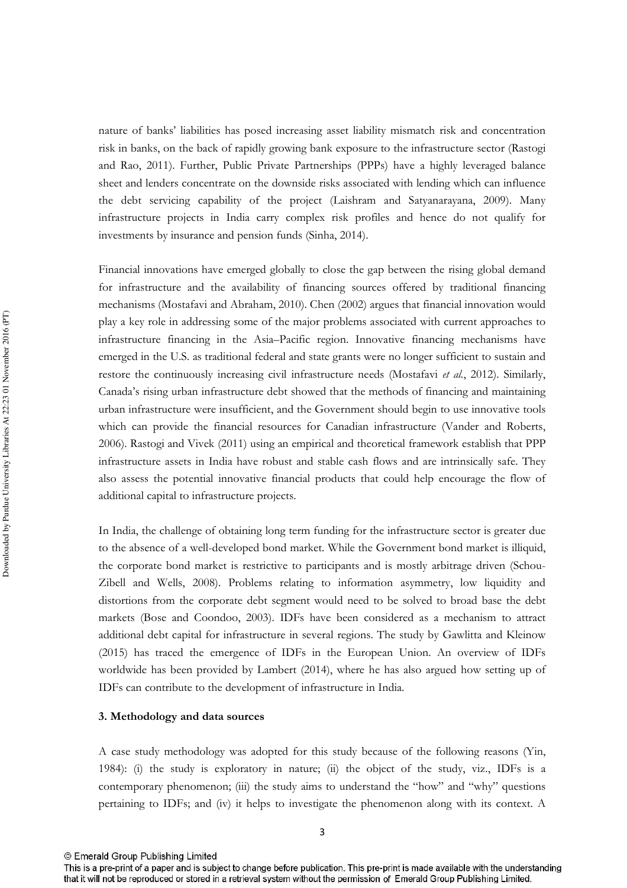nature of banks' liabilities has posed increasing asset liability mismatch risk and concentration risk in banks, on the back of rapidly growing bank exposure to the infrastructure sector (Rastogi and Rao, 2011). Further, Public Private Partnerships (PPPs) have a highly leveraged balance sheet and lenders concentrate on the downside risks associated with lending which can influence the debt servicing capability of the project (Laishram and Satyanarayana, 2009). Many infrastructure projects in India carry complex risk profiles and hence do not qualify for investments by insurance and pension funds (Sinha, 2014).

Financial innovations have emerged globally to close the gap between the rising global demand for infrastructure and the availability of financing sources offered by traditional financing mechanisms (Mostafavi and Abraham, 2010). Chen (2002) argues that financial innovation would play a key role in addressing some of the major problems associated with current approaches to infrastructure financing in the Asia–Pacific region. Innovative financing mechanisms have emerged in the U.S. as traditional federal and state grants were no longer sufficient to sustain and restore the continuously increasing civil infrastructure needs (Mostafavi *et al.*, 2012). Similarly, Canada's rising urban infrastructure debt showed that the methods of financing and maintaining urban infrastructure were insufficient, and the Government should begin to use innovative tools which can provide the financial resources for Canadian infrastructure (Vander and Roberts, 2006). Rastogi and Vivek (2011) using an empirical and theoretical framework establish that PPP infrastructure assets in India have robust and stable cash flows and are intrinsically safe. They also assess the potential innovative financial products that could help encourage the flow of additional capital to infrastructure projects.

In India, the challenge of obtaining long term funding for the infrastructure sector is greater due to the absence of a well-developed bond market. While the Government bond market is illiquid, the corporate bond market is restrictive to participants and is mostly arbitrage driven (Schou-Zibell and Wells, 2008). Problems relating to information asymmetry, low liquidity and distortions from the corporate debt segment would need to be solved to broad base the debt markets (Bose and Coondoo, 2003). IDFs have been considered as a mechanism to attract additional debt capital for infrastructure in several regions. The study by Gawlitta and Kleinow (2015) has traced the emergence of IDFs in the European Union. An overview of IDFs worldwide has been provided by Lambert (2014), where he has also argued how setting up of IDFs can contribute to the development of infrastructure in India.

## 3. Methodology and data sources

A case study methodology was adopted for this study because of the following reasons (Yin, 1984): (i) the study is exploratory in nature; (ii) the object of the study, viz., IDFs is a contemporary phenomenon; (iii) the study aims to understand the "how" and "why" questions pertaining to IDFs; and (iv) it helps to investigate the phenomenon along with its context. A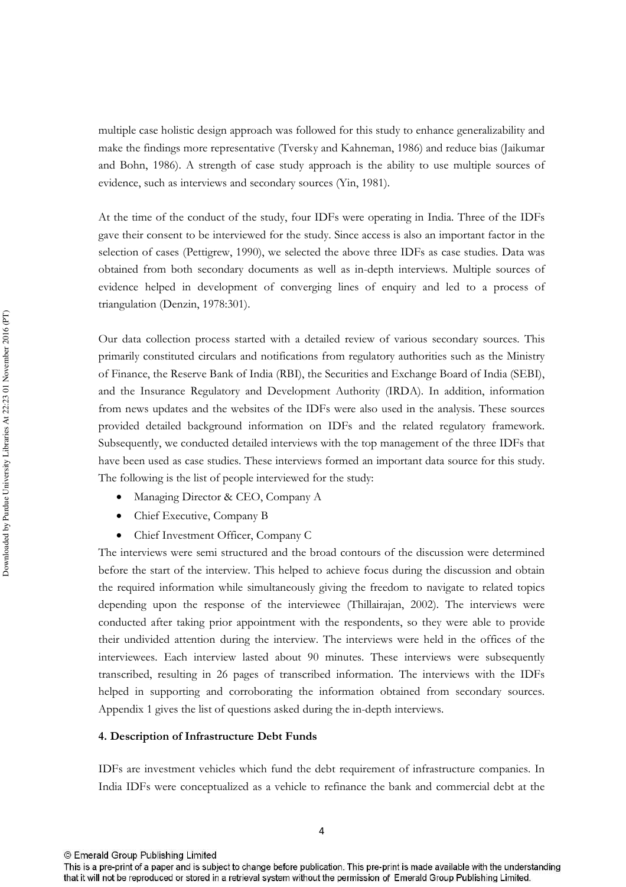multiple case holistic design approach was followed for this study to enhance generalizability and make the findings more representative (Tversky and Kahneman, 1986) and reduce bias (Jaikumar and Bohn, 1986). A strength of case study approach is the ability to use multiple sources of evidence, such as interviews and secondary sources (Yin, 1981).

At the time of the conduct of the study, four IDFs were operating in India. Three of the IDFs gave their consent to be interviewed for the study. Since access is also an important factor in the selection of cases (Pettigrew, 1990), we selected the above three IDFs as case studies. Data was obtained from both secondary documents as well as in-depth interviews. Multiple sources of evidence helped in development of converging lines of enquiry and led to a process of triangulation (Denzin, 1978:301).

Our data collection process started with a detailed review of various secondary sources. This primarily constituted circulars and notifications from regulatory authorities such as the Ministry of Finance, the Reserve Bank of India (RBI), the Securities and Exchange Board of India (SEBI), and the Insurance Regulatory and Development Authority (IRDA). In addition, information from news updates and the websites of the IDFs were also used in the analysis. These sources provided detailed background information on IDFs and the related regulatory framework. Subsequently, we conducted detailed interviews with the top management of the three IDFs that have been used as case studies. These interviews formed an important data source for this study. The following is the list of people interviewed for the study:

- Managing Director & CEO, Company A
- Chief Executive, Company B
- Chief Investment Officer, Company C

The interviews were semi structured and the broad contours of the discussion were determined before the start of the interview. This helped to achieve focus during the discussion and obtain the required information while simultaneously giving the freedom to navigate to related topics depending upon the response of the interviewee (Thillairajan, 2002). The interviews were conducted after taking prior appointment with the respondents, so they were able to provide their undivided attention during the interview. The interviews were held in the offices of the interviewees. Each interview lasted about 90 minutes. These interviews were subsequently transcribed, resulting in 26 pages of transcribed information. The interviews with the IDFs helped in supporting and corroborating the information obtained from secondary sources. Appendix 1 gives the list of questions asked during the in-depth interviews.

## 4. Description of Infrastructure Debt Funds

IDFs are investment vehicles which fund the debt requirement of infrastructure companies. In India IDFs were conceptualized as a vehicle to refinance the bank and commercial debt at the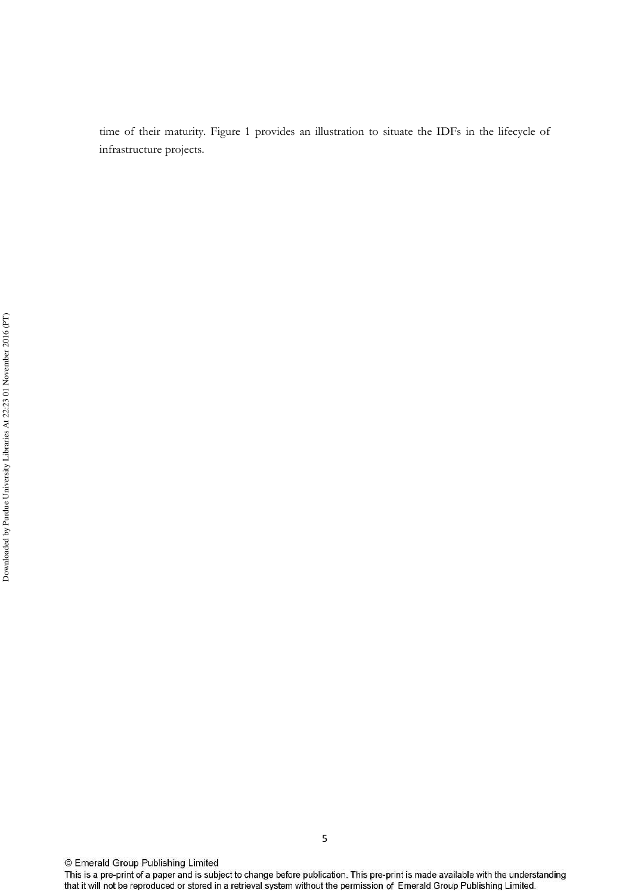time of their maturity. Figure 1 provides an illustration to situate the IDFs in the lifecycle of infrastructure projects.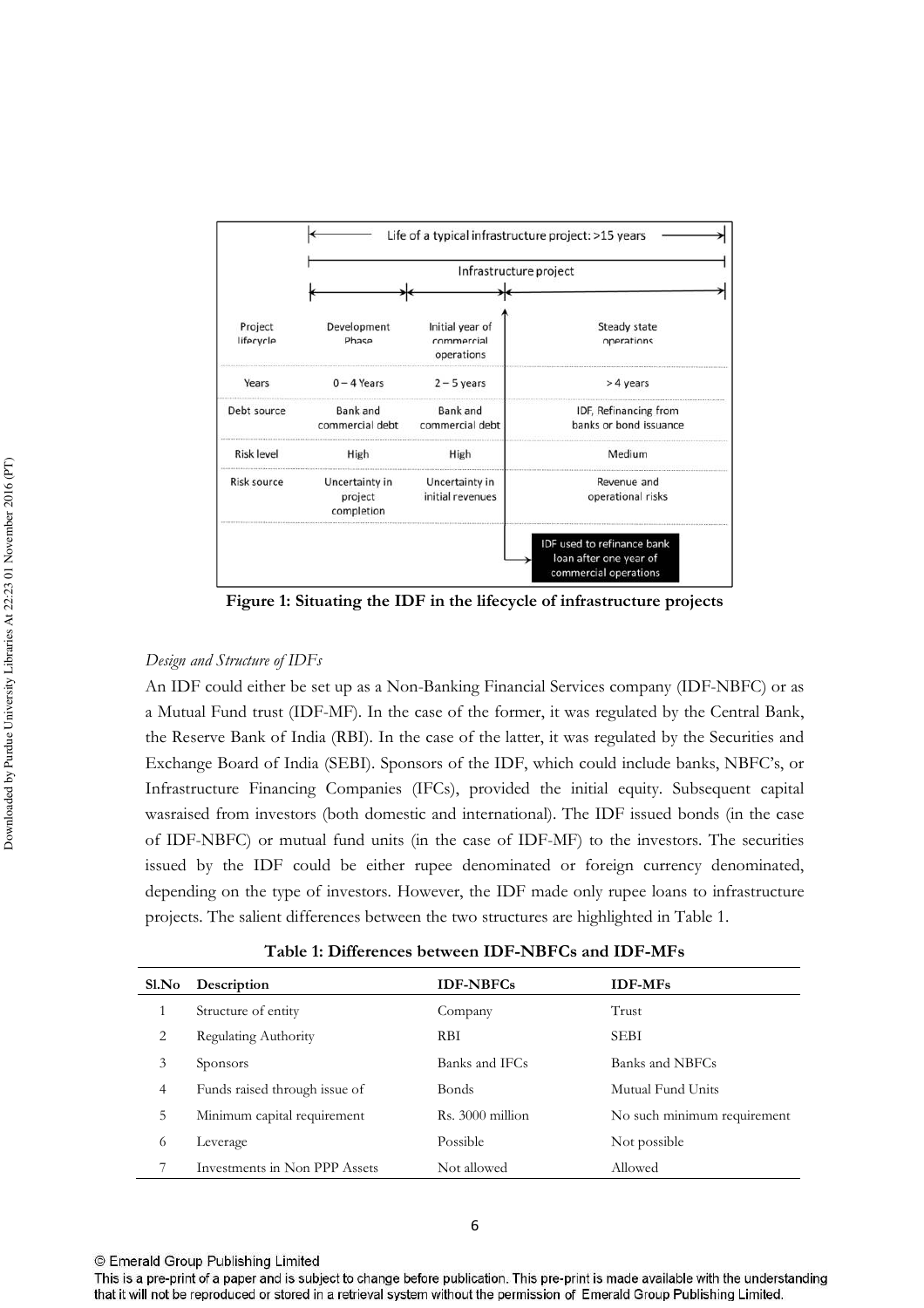| | Life of a typical infrastructure project: >15 years | | |
|---|---|---|---|
| | Infrastructure project | | |
| Project lifecycle | Development Phase | Initial year of commercial operations | Steady state operations |
| Years | 0 – 4 Years | 2 – 5 years | > 4 years |
| Debt source | Bank and commercial debt | Bank and commercial debt | IDF, Refinancing from banks or bond issuance |
| Risk level | High | High | Medium |
| Risk source | Uncertainty in project completion | Uncertainty in initial revenues | Revenue and operational risks |
| | | | IDF used to refinance bank loan after one year of commercial operations |

**Figure 1: Situating the IDF in the lifecycle of infrastructure projects**

*Design and Structure of IDFs*

An IDF could either be set up as a Non-Banking Financial Services company (IDF-NBFC) or as a Mutual Fund trust (IDF-MF). In the case of the former, it was regulated by the Central Bank, the Reserve Bank of India (RBI). In the case of the latter, it was regulated by the Securities and Exchange Board of India (SEBI). Sponsors of the IDF, which could include banks, NBFC's, or Infrastructure Financing Companies (IFCs), provided the initial equity. Subsequent capital wasraised from investors (both domestic and international). The IDF issued bonds (in the case of IDF-NBFC) or mutual fund units (in the case of IDF-MF) to the investors. The securities issued by the IDF could be either rupee denominated or foreign currency denominated, depending on the type of investors. However, the IDF made only rupee loans to infrastructure projects. The salient differences between the two structures are highlighted in Table 1.

**Table 1: Differences between IDF-NBFCs and IDF-MFs**

| Sl.No | Description | IDF-NBFCs | IDF-MFs |
|---|---|---|---|
| 1 | Structure of entity | Company | Trust |
| 2 | Regulating Authority | RBI | SEBI |
| 3 | Sponsors | Banks and IFCs | Banks and NBFCs |
| 4 | Funds raised through issue of | Bonds | Mutual Fund Units |
| 5 | Minimum capital requirement | Rs. 3000 million | No such minimum requirement |
| 6 | Leverage | Possible | Not possible |
| 7 | Investments in Non PPP Assets | Not allowed | Allowed |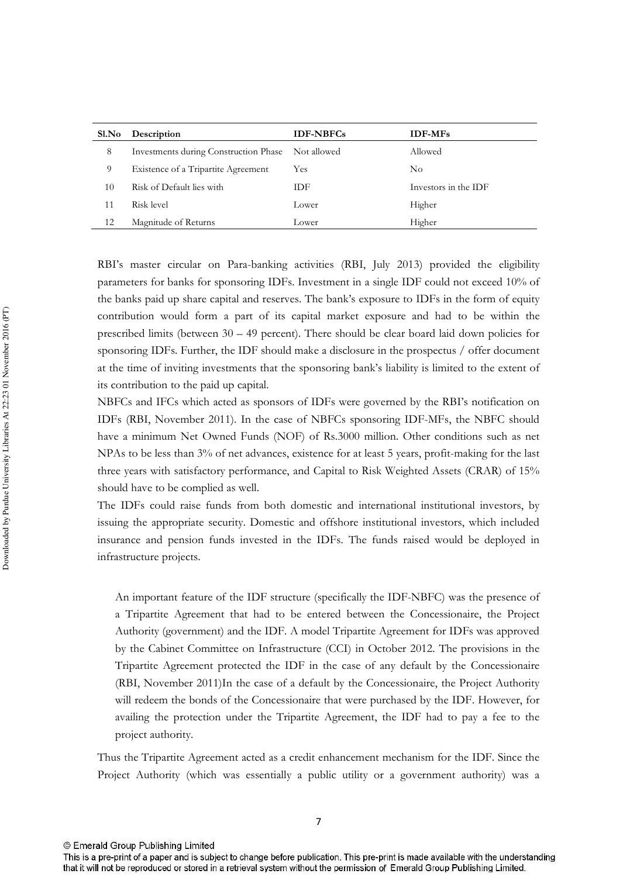| Sl.No | Description | IDF-NBFCs | IDF-MFs |
|---|---|---|---|
| 8 | Investments during Construction Phase | Not allowed | Allowed |
| 9 | Existence of a Tripartite Agreement | Yes | No |
| 10 | Risk of Default lies with | IDF | Investors in the IDF |
| 11 | Risk level | Lower | Higher |
| 12 | Magnitude of Returns | Lower | Higher |

RBI's master circular on Para-banking activities (RBI, July 2013) provided the eligibility parameters for banks for sponsoring IDFs. Investment in a single IDF could not exceed 10% of the banks paid up share capital and reserves. The bank's exposure to IDFs in the form of equity contribution would form a part of its capital market exposure and had to be within the prescribed limits (between 30 – 49 percent). There should be clear board laid down policies for sponsoring IDFs. Further, the IDF should make a disclosure in the prospectus / offer document at the time of inviting investments that the sponsoring bank's liability is limited to the extent of its contribution to the paid up capital.

NBFCs and IFCs which acted as sponsors of IDFs were governed by the RBI's notification on IDFs (RBI, November 2011). In the case of NBFCs sponsoring IDF-MFs, the NBFC should have a minimum Net Owned Funds (NOF) of Rs.3000 million. Other conditions such as net NPAs to be less than 3% of net advances, existence for at least 5 years, profit-making for the last three years with satisfactory performance, and Capital to Risk Weighted Assets (CRAR) of 15% should have to be complied as well.

The IDFs could raise funds from both domestic and international institutional investors, by issuing the appropriate security. Domestic and offshore institutional investors, which included insurance and pension funds invested in the IDFs. The funds raised would be deployed in infrastructure projects.

> An important feature of the IDF structure (specifically the IDF-NBFC) was the presence of a Tripartite Agreement that had to be entered between the Concessionaire, the Project Authority (government) and the IDF. A model Tripartite Agreement for IDFs was approved by the Cabinet Committee on Infrastructure (CCI) in October 2012. The provisions in the Tripartite Agreement protected the IDF in the case of any default by the Concessionaire (RBI, November 2011)In the case of a default by the Concessionaire, the Project Authority will redeem the bonds of the Concessionaire that were purchased by the IDF. However, for availing the protection under the Tripartite Agreement, the IDF had to pay a fee to the project authority.

Thus the Tripartite Agreement acted as a credit enhancement mechanism for the IDF. Since the Project Authority (which was essentially a public utility or a government authority) was a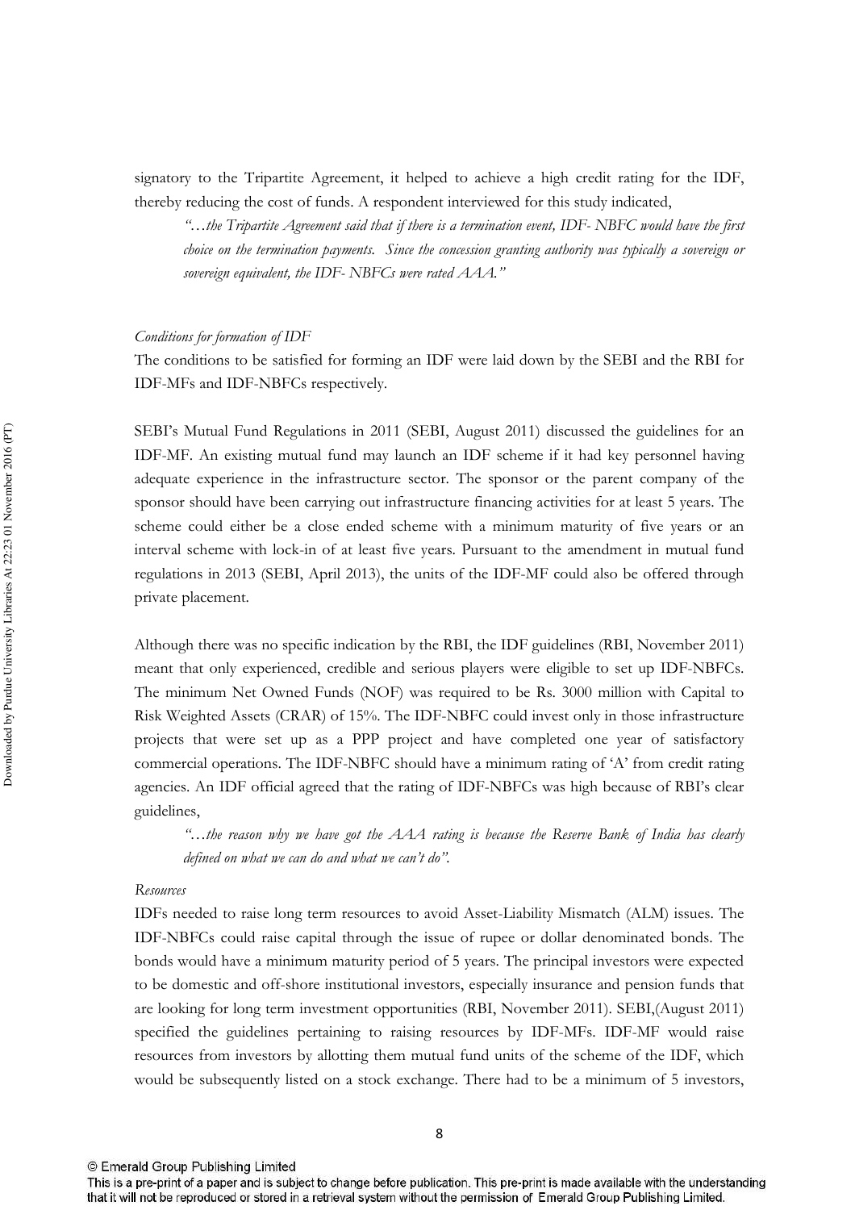signatory to the Tripartite Agreement, it helped to achieve a high credit rating for the IDF, thereby reducing the cost of funds. A respondent interviewed for this study indicated,

> *"…the Tripartite Agreement said that if there is a termination event, IDF- NBFC would have the first choice on the termination payments. Since the concession granting authority was typically a sovereign or sovereign equivalent, the IDF- NBFCs were rated AAA."*

*Conditions for formation of IDF*

The conditions to be satisfied for forming an IDF were laid down by the SEBI and the RBI for IDF-MFs and IDF-NBFCs respectively.

SEBI's Mutual Fund Regulations in 2011 (SEBI, August 2011) discussed the guidelines for an IDF-MF. An existing mutual fund may launch an IDF scheme if it had key personnel having adequate experience in the infrastructure sector. The sponsor or the parent company of the sponsor should have been carrying out infrastructure financing activities for at least 5 years. The scheme could either be a close ended scheme with a minimum maturity of five years or an interval scheme with lock-in of at least five years. Pursuant to the amendment in mutual fund regulations in 2013 (SEBI, April 2013), the units of the IDF-MF could also be offered through private placement.

Although there was no specific indication by the RBI, the IDF guidelines (RBI, November 2011) meant that only experienced, credible and serious players were eligible to set up IDF-NBFCs. The minimum Net Owned Funds (NOF) was required to be Rs. 3000 million with Capital to Risk Weighted Assets (CRAR) of 15%. The IDF-NBFC could invest only in those infrastructure projects that were set up as a PPP project and have completed one year of satisfactory commercial operations. The IDF-NBFC should have a minimum rating of 'A' from credit rating agencies. An IDF official agreed that the rating of IDF-NBFCs was high because of RBI's clear guidelines,

> *"…the reason why we have got the AAA rating is because the Reserve Bank of India has clearly defined on what we can do and what we can't do".*

*Resources*

IDFs needed to raise long term resources to avoid Asset-Liability Mismatch (ALM) issues. The IDF-NBFCs could raise capital through the issue of rupee or dollar denominated bonds. The bonds would have a minimum maturity period of 5 years. The principal investors were expected to be domestic and off-shore institutional investors, especially insurance and pension funds that are looking for long term investment opportunities (RBI, November 2011). SEBI,(August 2011) specified the guidelines pertaining to raising resources by IDF-MFs. IDF-MF would raise resources from investors by allotting them mutual fund units of the scheme of the IDF, which would be subsequently listed on a stock exchange. There had to be a minimum of 5 investors,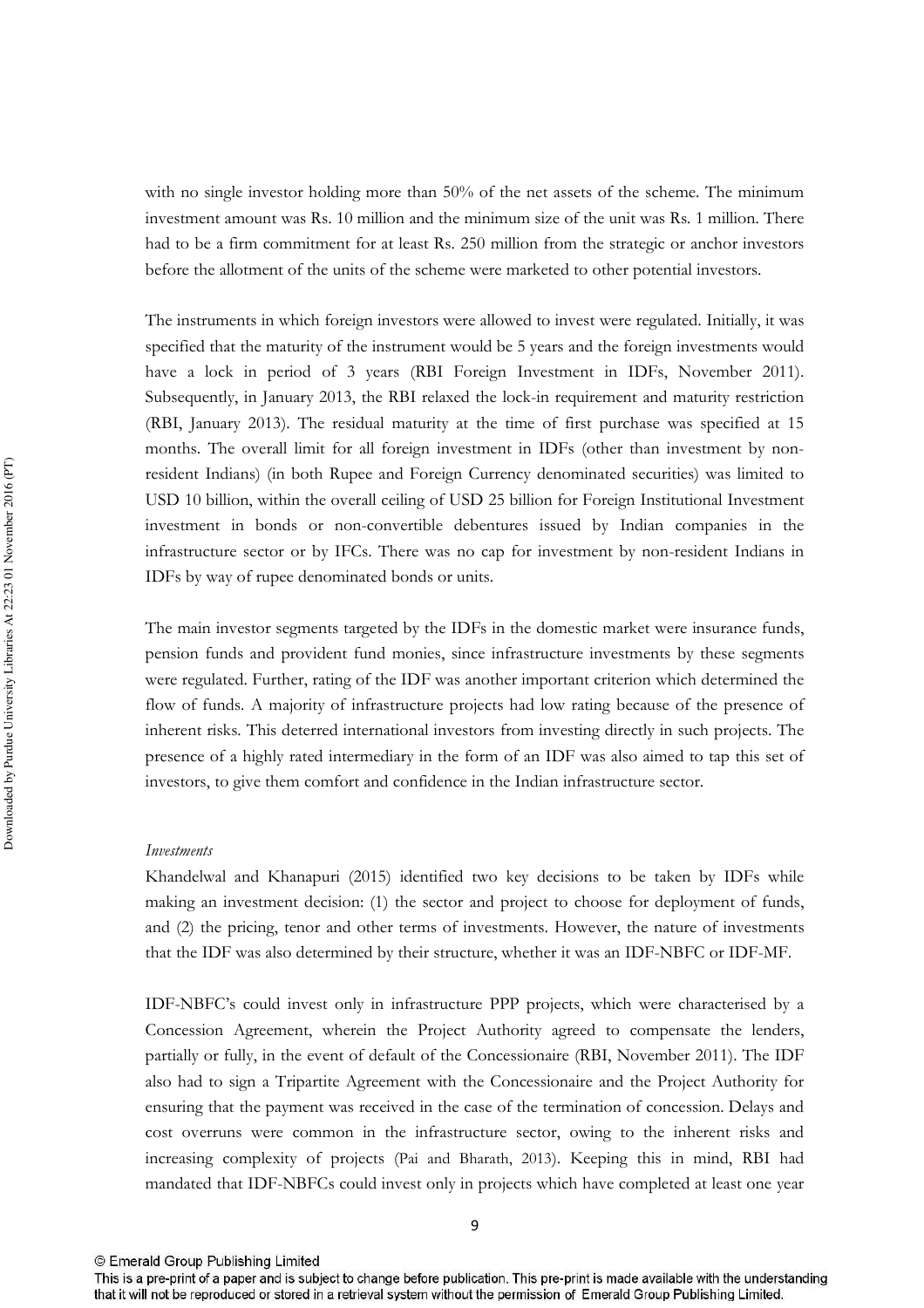with no single investor holding more than 50% of the net assets of the scheme. The minimum investment amount was Rs. 10 million and the minimum size of the unit was Rs. 1 million. There had to be a firm commitment for at least Rs. 250 million from the strategic or anchor investors before the allotment of the units of the scheme were marketed to other potential investors.

The instruments in which foreign investors were allowed to invest were regulated. Initially, it was specified that the maturity of the instrument would be 5 years and the foreign investments would have a lock in period of 3 years (RBI Foreign Investment in IDFs, November 2011). Subsequently, in January 2013, the RBI relaxed the lock-in requirement and maturity restriction (RBI, January 2013). The residual maturity at the time of first purchase was specified at 15 months. The overall limit for all foreign investment in IDFs (other than investment by non-resident Indians) (in both Rupee and Foreign Currency denominated securities) was limited to USD 10 billion, within the overall ceiling of USD 25 billion for Foreign Institutional Investment investment in bonds or non-convertible debentures issued by Indian companies in the infrastructure sector or by IFCs. There was no cap for investment by non-resident Indians in IDFs by way of rupee denominated bonds or units.

The main investor segments targeted by the IDFs in the domestic market were insurance funds, pension funds and provident fund monies, since infrastructure investments by these segments were regulated. Further, rating of the IDF was another important criterion which determined the flow of funds. A majority of infrastructure projects had low rating because of the presence of inherent risks. This deterred international investors from investing directly in such projects. The presence of a highly rated intermediary in the form of an IDF was also aimed to tap this set of investors, to give them comfort and confidence in the Indian infrastructure sector.

*Investments*

Khandelwal and Khanapuri (2015) identified two key decisions to be taken by IDFs while making an investment decision: (1) the sector and project to choose for deployment of funds, and (2) the pricing, tenor and other terms of investments. However, the nature of investments that the IDF was also determined by their structure, whether it was an IDF-NBFC or IDF-MF.

IDF-NBFC's could invest only in infrastructure PPP projects, which were characterised by a Concession Agreement, wherein the Project Authority agreed to compensate the lenders, partially or fully, in the event of default of the Concessionaire (RBI, November 2011). The IDF also had to sign a Tripartite Agreement with the Concessionaire and the Project Authority for ensuring that the payment was received in the case of the termination of concession. Delays and cost overruns were common in the infrastructure sector, owing to the inherent risks and increasing complexity of projects (Pai and Bharath, 2013). Keeping this in mind, RBI had mandated that IDF-NBFCs could invest only in projects which have completed at least one year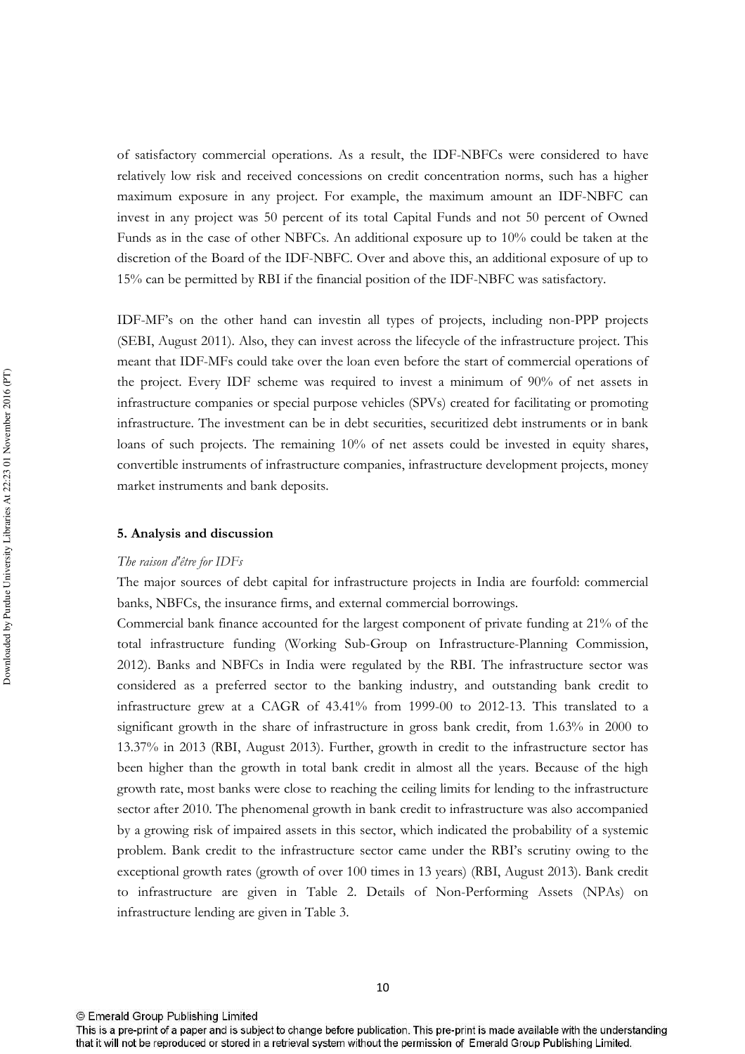of satisfactory commercial operations. As a result, the IDF-NBFCs were considered to have relatively low risk and received concessions on credit concentration norms, such has a higher maximum exposure in any project. For example, the maximum amount an IDF-NBFC can invest in any project was 50 percent of its total Capital Funds and not 50 percent of Owned Funds as in the case of other NBFCs. An additional exposure up to 10% could be taken at the discretion of the Board of the IDF-NBFC. Over and above this, an additional exposure of up to 15% can be permitted by RBI if the financial position of the IDF-NBFC was satisfactory.

IDF-MF's on the other hand can investin all types of projects, including non-PPP projects (SEBI, August 2011). Also, they can invest across the lifecycle of the infrastructure project. This meant that IDF-MFs could take over the loan even before the start of commercial operations of the project. Every IDF scheme was required to invest a minimum of 90% of net assets in infrastructure companies or special purpose vehicles (SPVs) created for facilitating or promoting infrastructure. The investment can be in debt securities, securitized debt instruments or in bank loans of such projects. The remaining 10% of net assets could be invested in equity shares, convertible instruments of infrastructure companies, infrastructure development projects, money market instruments and bank deposits.

## 5. Analysis and discussion

*The raison d'être for IDFs*

The major sources of debt capital for infrastructure projects in India are fourfold: commercial banks, NBFCs, the insurance firms, and external commercial borrowings.

Commercial bank finance accounted for the largest component of private funding at 21% of the total infrastructure funding (Working Sub-Group on Infrastructure-Planning Commission, 2012). Banks and NBFCs in India were regulated by the RBI. The infrastructure sector was considered as a preferred sector to the banking industry, and outstanding bank credit to infrastructure grew at a CAGR of 43.41% from 1999-00 to 2012-13. This translated to a significant growth in the share of infrastructure in gross bank credit, from 1.63% in 2000 to 13.37% in 2013 (RBI, August 2013). Further, growth in credit to the infrastructure sector has been higher than the growth in total bank credit in almost all the years. Because of the high growth rate, most banks were close to reaching the ceiling limits for lending to the infrastructure sector after 2010. The phenomenal growth in bank credit to infrastructure was also accompanied by a growing risk of impaired assets in this sector, which indicated the probability of a systemic problem. Bank credit to the infrastructure sector came under the RBI's scrutiny owing to the exceptional growth rates (growth of over 100 times in 13 years) (RBI, August 2013). Bank credit to infrastructure are given in Table 2. Details of Non-Performing Assets (NPAs) on infrastructure lending are given in Table 3.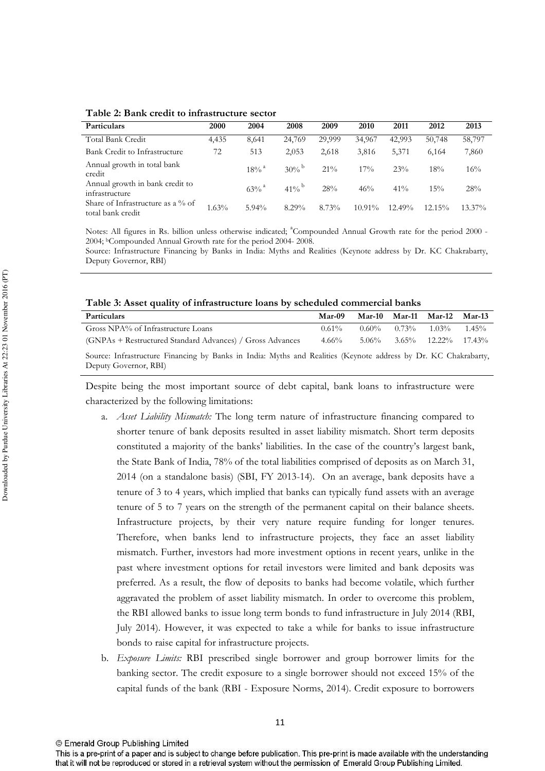**Table 2: Bank credit to infrastructure sector**

| Particulars | 2000 | 2004 | 2008 | 2009 | 2010 | 2011 | 2012 | 2013 |
|---|---|---|---|---|---|---|---|---|
| Total Bank Credit | 4,435 | 8,641 | 24,769 | 29,999 | 34,967 | 42,993 | 50,748 | 58,797 |
| Bank Credit to Infrastructure | 72 | 513 | 2,053 | 2,618 | 3,816 | 5,371 | 6,164 | 7,860 |
| Annual growth in total bank credit | | 18% [a] | 30% [b] | 21% | 17% | 23% | 18% | 16% |
| Annual growth in bank credit to infrastructure | | 63% [a] | 41% [b] | 28% | 46% | 41% | 15% | 28% |
| Share of Infrastructure as a % of total bank credit | 1.63% | 5.94% | 8.29% | 8.73% | 10.91% | 12.49% | 12.15% | 13.37% |

Notes: All figures in Rs. billion unless otherwise indicated; [a]Compounded Annual Growth rate for the period 2000 - 2004; [b]Compounded Annual Growth rate for the period 2004- 2008.
Source: Infrastructure Financing by Banks in India: Myths and Realities (Keynote address by Dr. KC Chakrabarty, Deputy Governor, RBI)

**Table 3: Asset quality of infrastructure loans by scheduled commercial banks**

| Particulars | Mar-09 | Mar-10 | Mar-11 | Mar-12 | Mar-13 |
|---|---|---|---|---|---|
| Gross NPA% of Infrastructure Loans | 0.61% | 0.60% | 0.73% | 1.03% | 1.45% |
| (GNPAs + Restructured Standard Advances) / Gross Advances | 4.66% | 5.06% | 3.65% | 12.22% | 17.43% |

Source: Infrastructure Financing by Banks in India: Myths and Realities (Keynote address by Dr. KC Chakrabarty, Deputy Governor, RBI)

Despite being the most important source of debt capital, bank loans to infrastructure were characterized by the following limitations:

a. *Asset Liability Mismatch:* The long term nature of infrastructure financing compared to shorter tenure of bank deposits resulted in asset liability mismatch. Short term deposits constituted a majority of the banks' liabilities. In the case of the country's largest bank, the State Bank of India, 78% of the total liabilities comprised of deposits as on March 31, 2014 (on a standalone basis) (SBI, FY 2013-14). On an average, bank deposits have a tenure of 3 to 4 years, which implied that banks can typically fund assets with an average tenure of 5 to 7 years on the strength of the permanent capital on their balance sheets. Infrastructure projects, by their very nature require funding for longer tenures. Therefore, when banks lend to infrastructure projects, they face an asset liability mismatch. Further, investors had more investment options in recent years, unlike in the past where investment options for retail investors were limited and bank deposits was preferred. As a result, the flow of deposits to banks had become volatile, which further aggravated the problem of asset liability mismatch. In order to overcome this problem, the RBI allowed banks to issue long term bonds to fund infrastructure in July 2014 (RBI, July 2014). However, it was expected to take a while for banks to issue infrastructure bonds to raise capital for infrastructure projects.

b. *Exposure Limits:* RBI prescribed single borrower and group borrower limits for the banking sector. The credit exposure to a single borrower should not exceed 15% of the capital funds of the bank (RBI - Exposure Norms, 2014). Credit exposure to borrowers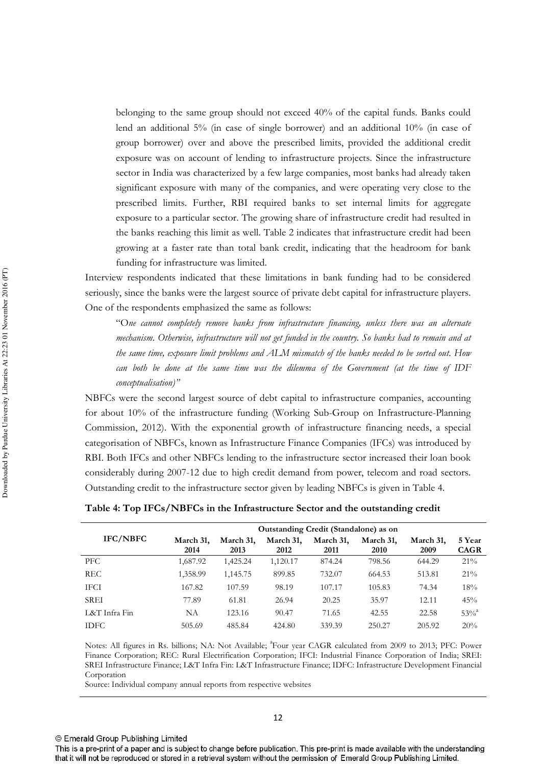belonging to the same group should not exceed 40% of the capital funds. Banks could lend an additional 5% (in case of single borrower) and an additional 10% (in case of group borrower) over and above the prescribed limits, provided the additional credit exposure was on account of lending to infrastructure projects. Since the infrastructure sector in India was characterized by a few large companies, most banks had already taken significant exposure with many of the companies, and were operating very close to the prescribed limits. Further, RBI required banks to set internal limits for aggregate exposure to a particular sector. The growing share of infrastructure credit had resulted in the banks reaching this limit as well. Table 2 indicates that infrastructure credit had been growing at a faster rate than total bank credit, indicating that the headroom for bank funding for infrastructure was limited.

Interview respondents indicated that these limitations in bank funding had to be considered seriously, since the banks were the largest source of private debt capital for infrastructure players. One of the respondents emphasized the same as follows:

> "*One cannot completely remove banks from infrastructure financing, unless there was an alternate mechanism. Otherwise, infrastructure will not get funded in the country. So banks had to remain and at the same time, exposure limit problems and ALM mismatch of the banks needed to be sorted out. How can both be done at the same time was the dilemma of the Government (at the time of IDF conceptualisation)*"

NBFCs were the second largest source of debt capital to infrastructure companies, accounting for about 10% of the infrastructure funding (Working Sub-Group on Infrastructure-Planning Commission, 2012). With the exponential growth of infrastructure financing needs, a special categorisation of NBFCs, known as Infrastructure Finance Companies (IFCs) was introduced by RBI. Both IFCs and other NBFCs lending to the infrastructure sector increased their loan book considerably during 2007-12 due to high credit demand from power, telecom and road sectors. Outstanding credit to the infrastructure sector given by leading NBFCs is given in Table 4.

**Table 4: Top IFCs/NBFCs in the Infrastructure Sector and the outstanding credit**

| IFC/NBFC | Outstanding Credit (Standalone) as on | | | | | | |
|---|---|---|---|---|---|---|---|
| | March 31, 2014 | March 31, 2013 | March 31, 2012 | March 31, 2011 | March 31, 2010 | March 31, 2009 | 5 Year CAGR |
| PFC | 1,687.92 | 1,425.24 | 1,120.17 | 874.24 | 798.56 | 644.29 | 21% |
| REC | 1,358.99 | 1,145.75 | 899.85 | 732.07 | 664.53 | 513.81 | 21% |
| IFCI | 167.82 | 107.59 | 98.19 | 107.17 | 105.83 | 74.34 | 18% |
| SREI | 77.89 | 61.81 | 26.94 | 20.25 | 35.97 | 12.11 | 45% |
| L&T Infra Fin | NA | 123.16 | 90.47 | 71.65 | 42.55 | 22.58 | 53%[a] |
| IDFC | 505.69 | 485.84 | 424.80 | 339.39 | 250.27 | 205.92 | 20% |

Notes: All figures in Rs. billions; NA: Not Available; [a]Four year CAGR calculated from 2009 to 2013; PFC: Power Finance Corporation; REC: Rural Electrification Corporation; IFCI: Industrial Finance Corporation of India; SREI: SREI Infrastructure Finance; L&T Infra Fin: L&T Infrastructure Finance; IDFC: Infrastructure Development Financial Corporation

Source: Individual company annual reports from respective websites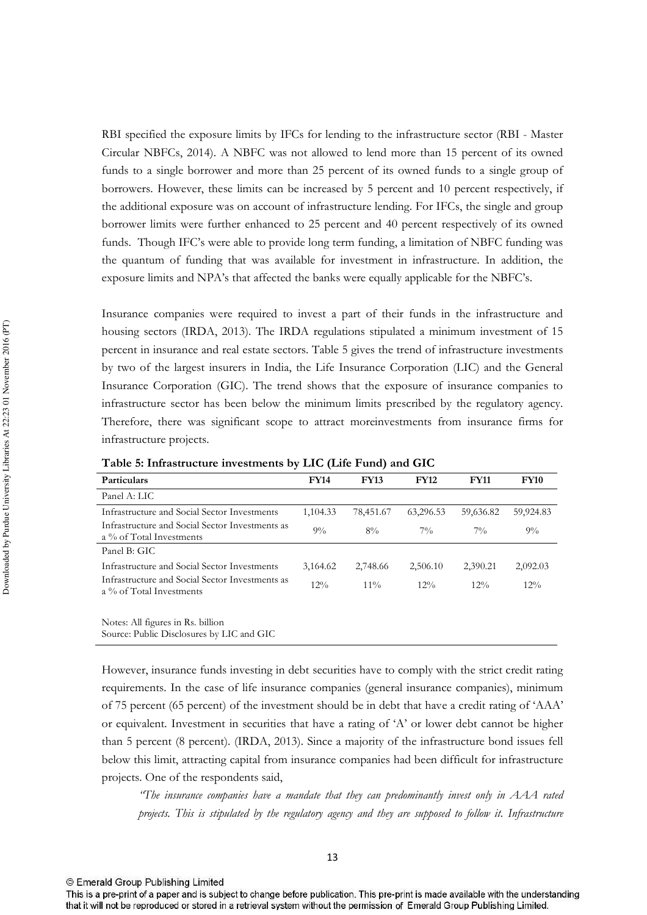RBI specified the exposure limits by IFCs for lending to the infrastructure sector (RBI - Master Circular NBFCs, 2014). A NBFC was not allowed to lend more than 15 percent of its owned funds to a single borrower and more than 25 percent of its owned funds to a single group of borrowers. However, these limits can be increased by 5 percent and 10 percent respectively, if the additional exposure was on account of infrastructure lending. For IFCs, the single and group borrower limits were further enhanced to 25 percent and 40 percent respectively of its owned funds. Though IFC's were able to provide long term funding, a limitation of NBFC funding was the quantum of funding that was available for investment in infrastructure. In addition, the exposure limits and NPA's that affected the banks were equally applicable for the NBFC's.

Insurance companies were required to invest a part of their funds in the infrastructure and housing sectors (IRDA, 2013). The IRDA regulations stipulated a minimum investment of 15 percent in insurance and real estate sectors. Table 5 gives the trend of infrastructure investments by two of the largest insurers in India, the Life Insurance Corporation (LIC) and the General Insurance Corporation (GIC). The trend shows that the exposure of insurance companies to infrastructure sector has been below the minimum limits prescribed by the regulatory agency. Therefore, there was significant scope to attract moreinvestments from insurance firms for infrastructure projects.

**Table 5: Infrastructure investments by LIC (Life Fund) and GIC**

| Particulars | FY14 | FY13 | FY12 | FY11 | FY10 |
|---|---|---|---|---|---|
| Panel A: LIC | | | | | |
| Infrastructure and Social Sector Investments | 1,104.33 | 78,451.67 | 63,296.53 | 59,636.82 | 59,924.83 |
| Infrastructure and Social Sector Investments as a % of Total Investments | 9% | 8% | 7% | 7% | 9% |
| Panel B: GIC | | | | | |
| Infrastructure and Social Sector Investments | 3,164.62 | 2,748.66 | 2,506.10 | 2,390.21 | 2,092.03 |
| Infrastructure and Social Sector Investments as a % of Total Investments | 12% | 11% | 12% | 12% | 12% |

Notes: All figures in Rs. billion
Source: Public Disclosures by LIC and GIC

However, insurance funds investing in debt securities have to comply with the strict credit rating requirements. In the case of life insurance companies (general insurance companies), minimum of 75 percent (65 percent) of the investment should be in debt that have a credit rating of 'AAA' or equivalent. Investment in securities that have a rating of 'A' or lower debt cannot be higher than 5 percent (8 percent). (IRDA, 2013). Since a majority of the infrastructure bond issues fell below this limit, attracting capital from insurance companies had been difficult for infrastructure projects. One of the respondents said,

> *"The insurance companies have a mandate that they can predominantly invest only in AAA rated projects. This is stipulated by the regulatory agency and they are supposed to follow it. Infrastructure*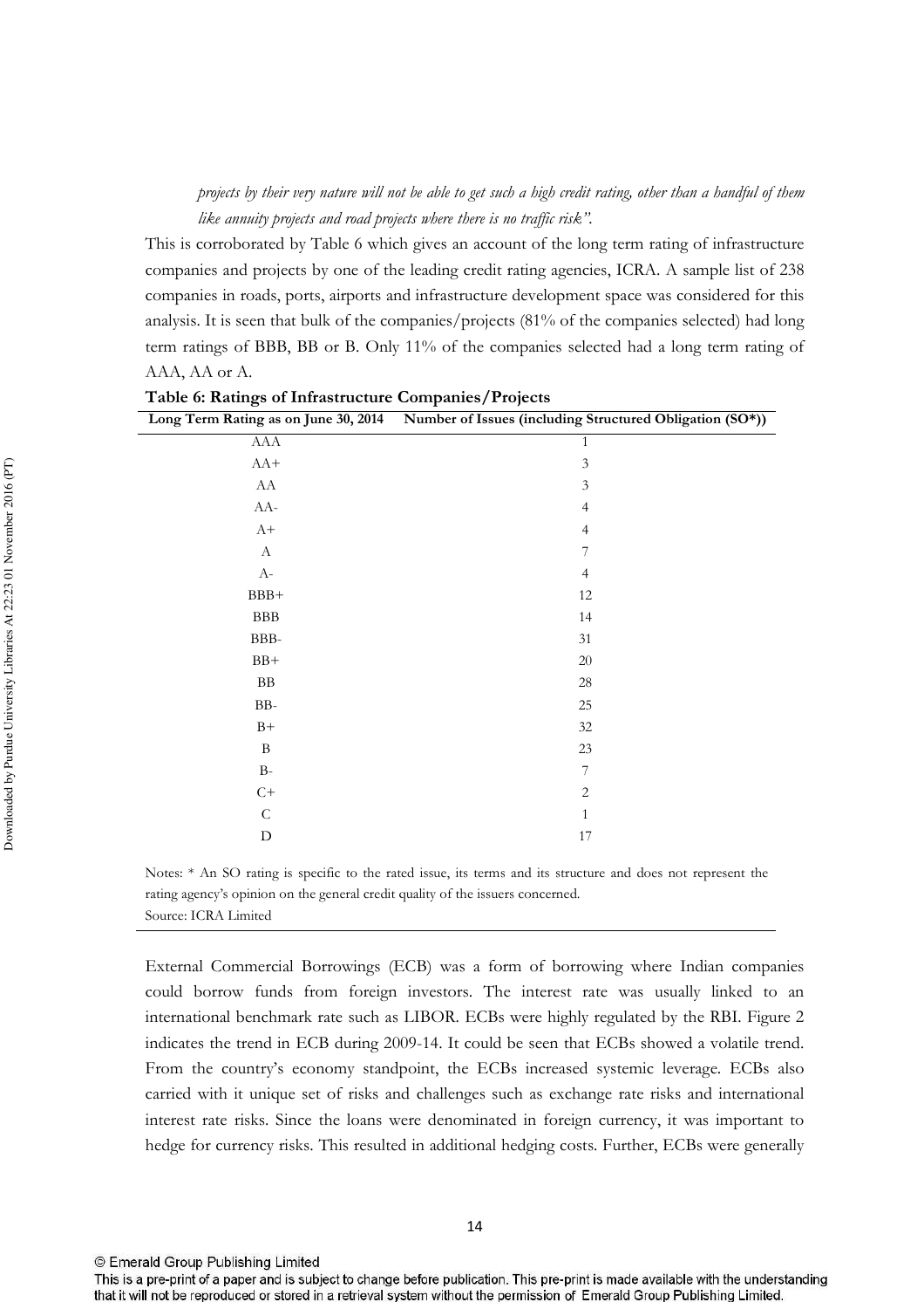*projects by their very nature will not be able to get such a high credit rating, other than a handful of them like annuity projects and road projects where there is no traffic risk".*

This is corroborated by Table 6 which gives an account of the long term rating of infrastructure companies and projects by one of the leading credit rating agencies, ICRA. A sample list of 238 companies in roads, ports, airports and infrastructure development space was considered for this analysis. It is seen that bulk of the companies/projects (81% of the companies selected) had long term ratings of BBB, BB or B. Only 11% of the companies selected had a long term rating of AAA, AA or A.

**Table 6: Ratings of Infrastructure Companies/Projects**

| Long Term Rating as on June 30, 2014 | Number of Issues (including Structured Obligation (SO*)) |
|---|---|
| AAA | 1 |
| AA+ | 3 |
| AA | 3 |
| AA- | 4 |
| A+ | 4 |
| A | 7 |
| A- | 4 |
| BBB+ | 12 |
| BBB | 14 |
| BBB- | 31 |
| BB+ | 20 |
| BB | 28 |
| BB- | 25 |
| B+ | 32 |
| B | 23 |
| B- | 7 |
| C+ | 2 |
| C | 1 |
| D | 17 |

Notes: * An SO rating is specific to the rated issue, its terms and its structure and does not represent the rating agency's opinion on the general credit quality of the issuers concerned.
Source: ICRA Limited

External Commercial Borrowings (ECB) was a form of borrowing where Indian companies could borrow funds from foreign investors. The interest rate was usually linked to an international benchmark rate such as LIBOR. ECBs were highly regulated by the RBI. Figure 2 indicates the trend in ECB during 2009-14. It could be seen that ECBs showed a volatile trend. From the country's economy standpoint, the ECBs increased systemic leverage. ECBs also carried with it unique set of risks and challenges such as exchange rate risks and international interest rate risks. Since the loans were denominated in foreign currency, it was important to hedge for currency risks. This resulted in additional hedging costs. Further, ECBs were generally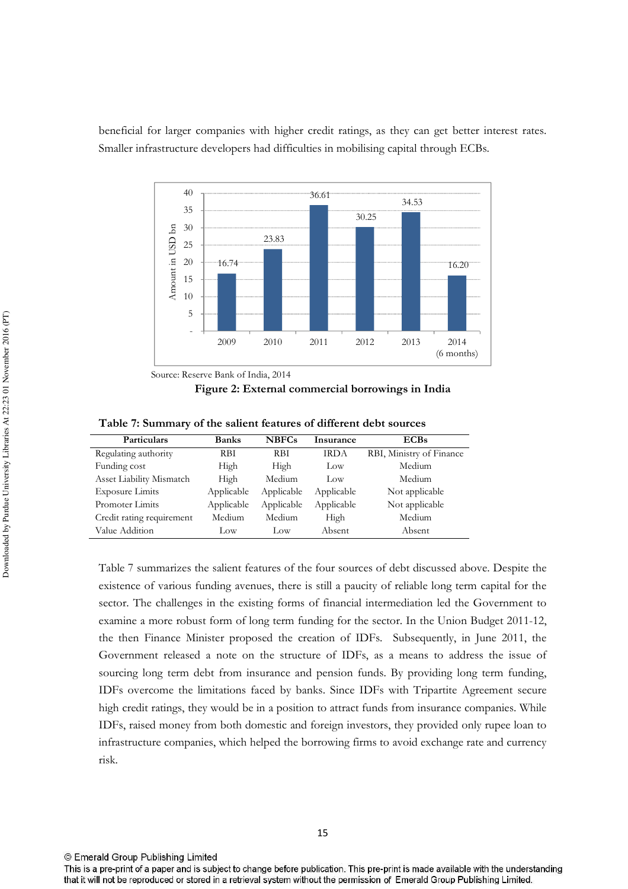beneficial for larger companies with higher credit ratings, as they can get better interest rates. Smaller infrastructure developers had difficulties in mobilising capital through ECBs.

Source: Reserve Bank of India, 2014

**Figure 2: External commercial borrowings in India**

**Table 7: Summary of the salient features of different debt sources**

| Particulars | Banks | NBFCs | Insurance | ECBs |
|---|---|---|---|---|
| Regulating authority | RBI | RBI | IRDA | RBI, Ministry of Finance |
| Funding cost | High | High | Low | Medium |
| Asset Liability Mismatch | High | Medium | Low | Medium |
| Exposure Limits | Applicable | Applicable | Applicable | Not applicable |
| Promoter Limits | Applicable | Applicable | Applicable | Not applicable |
| Credit rating requirement | Medium | Medium | High | Medium |
| Value Addition | Low | Low | Absent | Absent |

Table 7 summarizes the salient features of the four sources of debt discussed above. Despite the existence of various funding avenues, there is still a paucity of reliable long term capital for the sector. The challenges in the existing forms of financial intermediation led the Government to examine a more robust form of long term funding for the sector. In the Union Budget 2011-12, the then Finance Minister proposed the creation of IDFs. Subsequently, in June 2011, the Government released a note on the structure of IDFs, as a means to address the issue of sourcing long term debt from insurance and pension funds. By providing long term funding, IDFs overcome the limitations faced by banks. Since IDFs with Tripartite Agreement secure high credit ratings, they would be in a position to attract funds from insurance companies. While IDFs, raised money from both domestic and foreign investors, they provided only rupee loan to infrastructure companies, which helped the borrowing firms to avoid exchange rate and currency risk.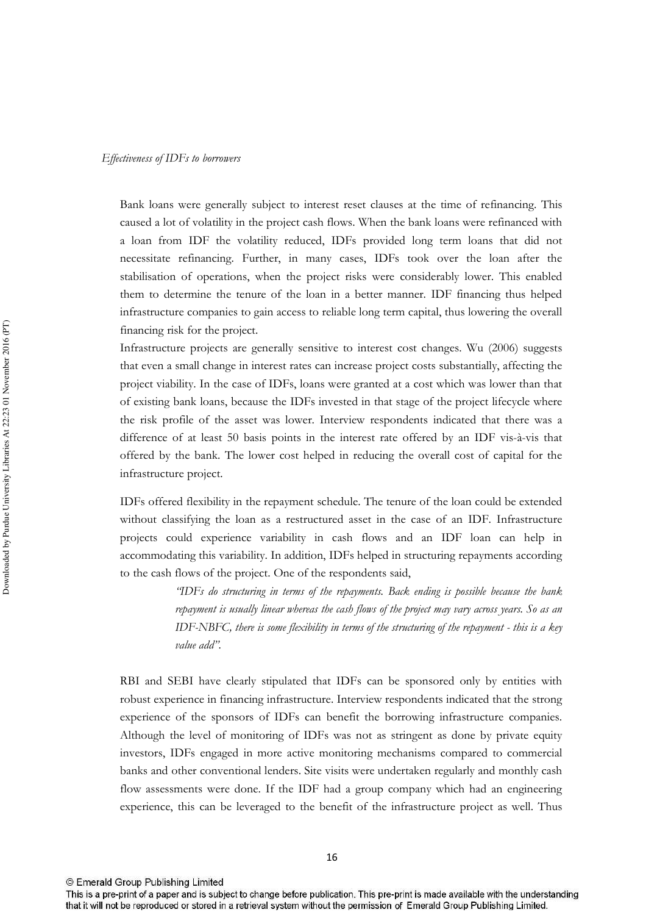*Effectiveness of IDFs to borrowers*

Bank loans were generally subject to interest reset clauses at the time of refinancing. This caused a lot of volatility in the project cash flows. When the bank loans were refinanced with a loan from IDF the volatility reduced, IDFs provided long term loans that did not necessitate refinancing. Further, in many cases, IDFs took over the loan after the stabilisation of operations, when the project risks were considerably lower. This enabled them to determine the tenure of the loan in a better manner. IDF financing thus helped infrastructure companies to gain access to reliable long term capital, thus lowering the overall financing risk for the project.

Infrastructure projects are generally sensitive to interest cost changes. Wu (2006) suggests that even a small change in interest rates can increase project costs substantially, affecting the project viability. In the case of IDFs, loans were granted at a cost which was lower than that of existing bank loans, because the IDFs invested in that stage of the project lifecycle where the risk profile of the asset was lower. Interview respondents indicated that there was a difference of at least 50 basis points in the interest rate offered by an IDF vis-à-vis that offered by the bank. The lower cost helped in reducing the overall cost of capital for the infrastructure project.

IDFs offered flexibility in the repayment schedule. The tenure of the loan could be extended without classifying the loan as a restructured asset in the case of an IDF. Infrastructure projects could experience variability in cash flows and an IDF loan can help in accommodating this variability. In addition, IDFs helped in structuring repayments according to the cash flows of the project. One of the respondents said,

> *"IDFs do structuring in terms of the repayments. Back ending is possible because the bank repayment is usually linear whereas the cash flows of the project may vary across years. So as an IDF-NBFC, there is some flexibility in terms of the structuring of the repayment - this is a key value add".*

RBI and SEBI have clearly stipulated that IDFs can be sponsored only by entities with robust experience in financing infrastructure. Interview respondents indicated that the strong experience of the sponsors of IDFs can benefit the borrowing infrastructure companies. Although the level of monitoring of IDFs was not as stringent as done by private equity investors, IDFs engaged in more active monitoring mechanisms compared to commercial banks and other conventional lenders. Site visits were undertaken regularly and monthly cash flow assessments were done. If the IDF had a group company which had an engineering experience, this can be leveraged to the benefit of the infrastructure project as well. Thus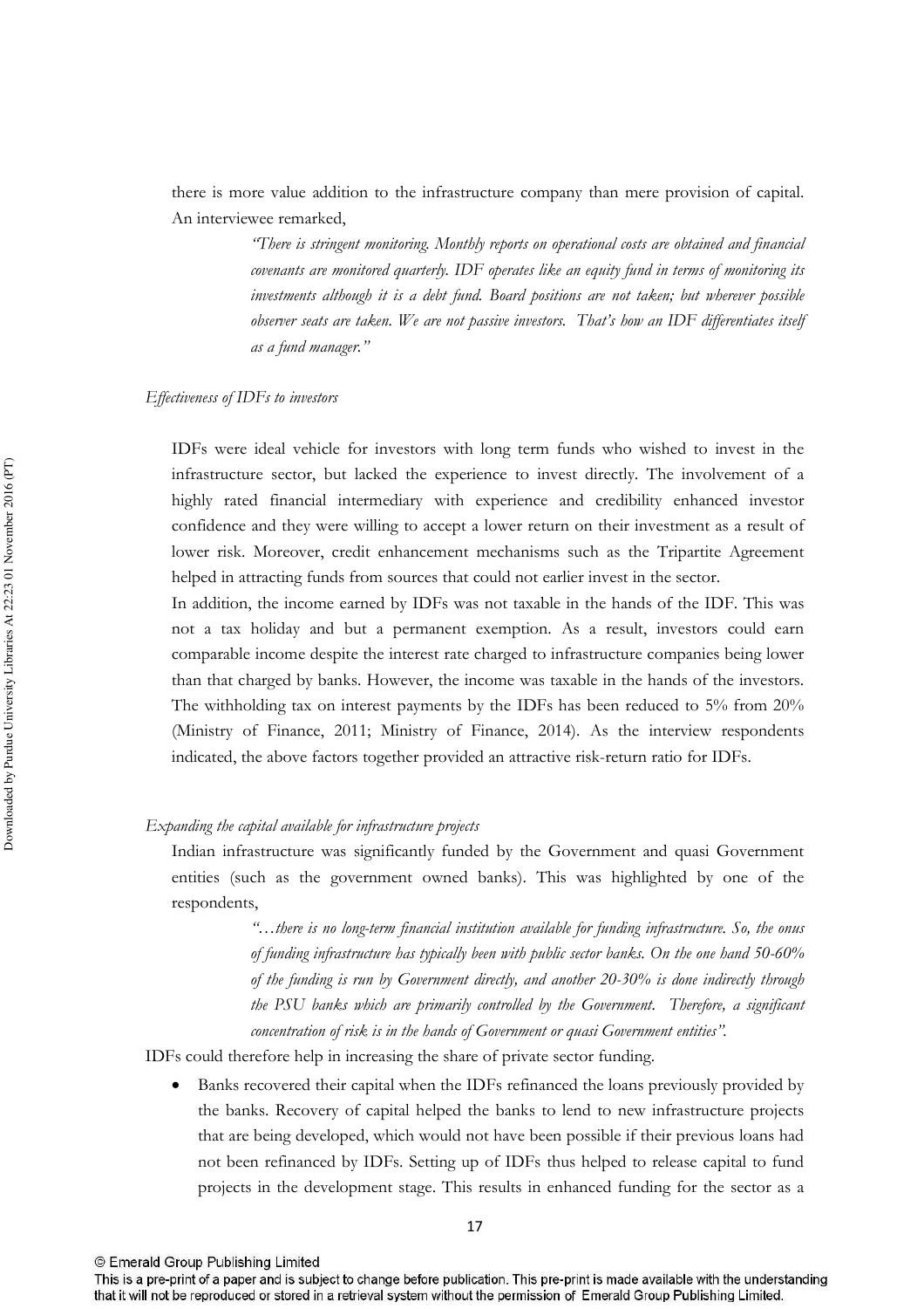there is more value addition to the infrastructure company than mere provision of capital. An interviewee remarked,

> *"There is stringent monitoring. Monthly reports on operational costs are obtained and financial covenants are monitored quarterly. IDF operates like an equity fund in terms of monitoring its investments although it is a debt fund. Board positions are not taken; but wherever possible observer seats are taken. We are not passive investors. That's how an IDF differentiates itself as a fund manager."*

*Effectiveness of IDFs to investors*

IDFs were ideal vehicle for investors with long term funds who wished to invest in the infrastructure sector, but lacked the experience to invest directly. The involvement of a highly rated financial intermediary with experience and credibility enhanced investor confidence and they were willing to accept a lower return on their investment as a result of lower risk. Moreover, credit enhancement mechanisms such as the Tripartite Agreement helped in attracting funds from sources that could not earlier invest in the sector.

In addition, the income earned by IDFs was not taxable in the hands of the IDF. This was not a tax holiday and but a permanent exemption. As a result, investors could earn comparable income despite the interest rate charged to infrastructure companies being lower than that charged by banks. However, the income was taxable in the hands of the investors. The withholding tax on interest payments by the IDFs has been reduced to 5% from 20% (Ministry of Finance, 2011; Ministry of Finance, 2014). As the interview respondents indicated, the above factors together provided an attractive risk-return ratio for IDFs.

*Expanding the capital available for infrastructure projects*

Indian infrastructure was significantly funded by the Government and quasi Government entities (such as the government owned banks). This was highlighted by one of the respondents,

> *"…there is no long-term financial institution available for funding infrastructure. So, the onus of funding infrastructure has typically been with public sector banks. On the one hand 50-60% of the funding is run by Government directly, and another 20-30% is done indirectly through the PSU banks which are primarily controlled by the Government. Therefore, a significant concentration of risk is in the hands of Government or quasi Government entities".*

IDFs could therefore help in increasing the share of private sector funding.

- Banks recovered their capital when the IDFs refinanced the loans previously provided by the banks. Recovery of capital helped the banks to lend to new infrastructure projects that are being developed, which would not have been possible if their previous loans had not been refinanced by IDFs. Setting up of IDFs thus helped to release capital to fund projects in the development stage. This results in enhanced funding for the sector as a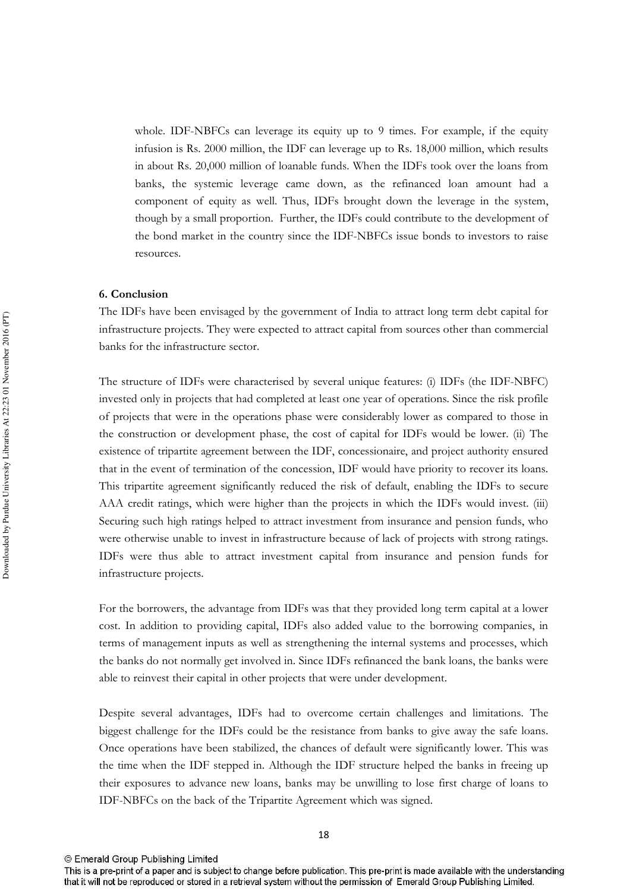whole. IDF-NBFCs can leverage its equity up to 9 times. For example, if the equity infusion is Rs. 2000 million, the IDF can leverage up to Rs. 18,000 million, which results in about Rs. 20,000 million of loanable funds. When the IDFs took over the loans from banks, the systemic leverage came down, as the refinanced loan amount had a component of equity as well. Thus, IDFs brought down the leverage in the system, though by a small proportion. Further, the IDFs could contribute to the development of the bond market in the country since the IDF-NBFCs issue bonds to investors to raise resources.

## 6. Conclusion

The IDFs have been envisaged by the government of India to attract long term debt capital for infrastructure projects. They were expected to attract capital from sources other than commercial banks for the infrastructure sector.

The structure of IDFs were characterised by several unique features: (i) IDFs (the IDF-NBFC) invested only in projects that had completed at least one year of operations. Since the risk profile of projects that were in the operations phase were considerably lower as compared to those in the construction or development phase, the cost of capital for IDFs would be lower. (ii) The existence of tripartite agreement between the IDF, concessionaire, and project authority ensured that in the event of termination of the concession, IDF would have priority to recover its loans. This tripartite agreement significantly reduced the risk of default, enabling the IDFs to secure AAA credit ratings, which were higher than the projects in which the IDFs would invest. (iii) Securing such high ratings helped to attract investment from insurance and pension funds, who were otherwise unable to invest in infrastructure because of lack of projects with strong ratings. IDFs were thus able to attract investment capital from insurance and pension funds for infrastructure projects.

For the borrowers, the advantage from IDFs was that they provided long term capital at a lower cost. In addition to providing capital, IDFs also added value to the borrowing companies, in terms of management inputs as well as strengthening the internal systems and processes, which the banks do not normally get involved in. Since IDFs refinanced the bank loans, the banks were able to reinvest their capital in other projects that were under development.

Despite several advantages, IDFs had to overcome certain challenges and limitations. The biggest challenge for the IDFs could be the resistance from banks to give away the safe loans. Once operations have been stabilized, the chances of default were significantly lower. This was the time when the IDF stepped in. Although the IDF structure helped the banks in freeing up their exposures to advance new loans, banks may be unwilling to lose first charge of loans to IDF-NBFCs on the back of the Tripartite Agreement which was signed.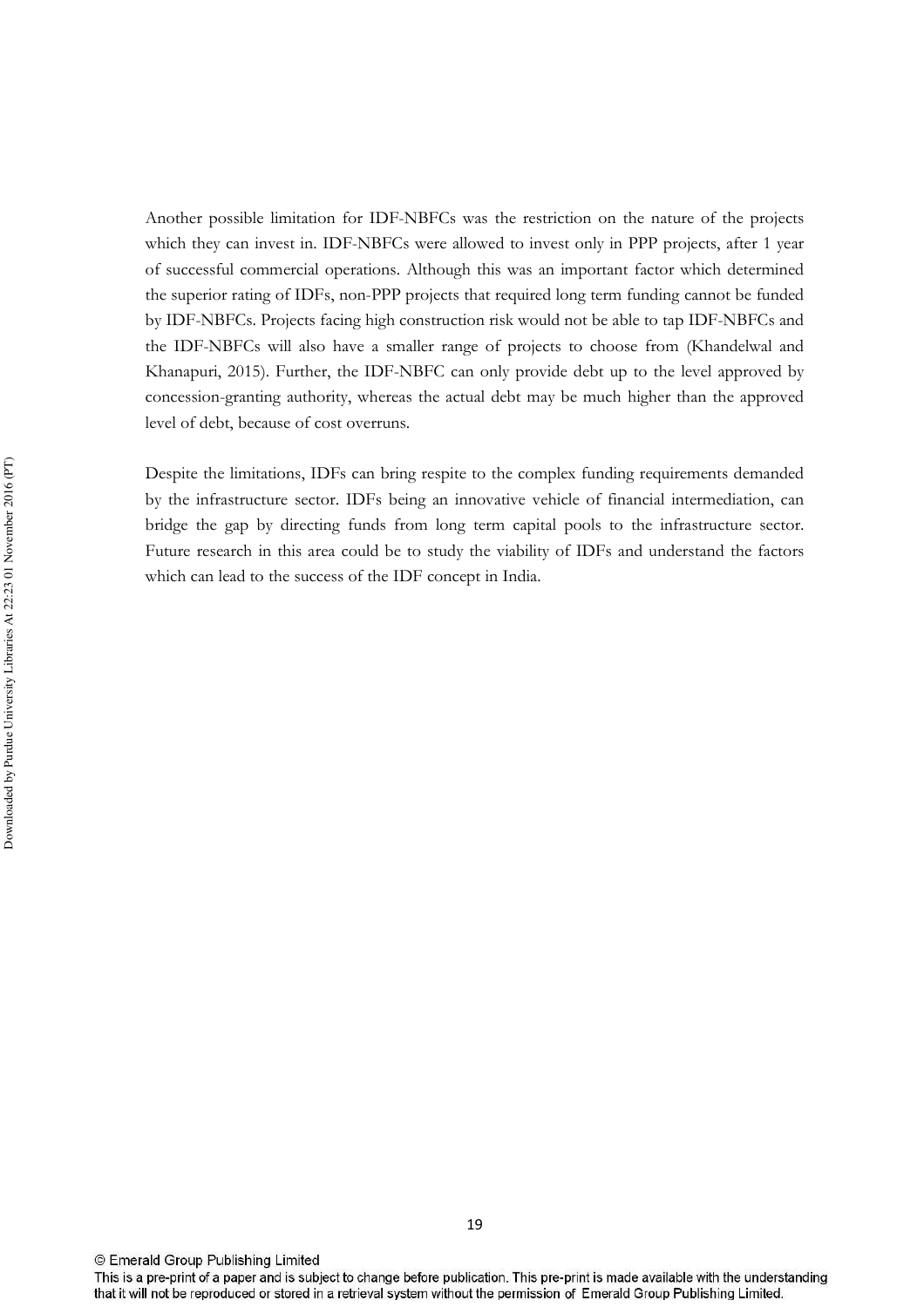Another possible limitation for IDF-NBFCs was the restriction on the nature of the projects which they can invest in. IDF-NBFCs were allowed to invest only in PPP projects, after 1 year of successful commercial operations. Although this was an important factor which determined the superior rating of IDFs, non-PPP projects that required long term funding cannot be funded by IDF-NBFCs. Projects facing high construction risk would not be able to tap IDF-NBFCs and the IDF-NBFCs will also have a smaller range of projects to choose from (Khandelwal and Khanapuri, 2015). Further, the IDF-NBFC can only provide debt up to the level approved by concession-granting authority, whereas the actual debt may be much higher than the approved level of debt, because of cost overruns.

Despite the limitations, IDFs can bring respite to the complex funding requirements demanded by the infrastructure sector. IDFs being an innovative vehicle of financial intermediation, can bridge the gap by directing funds from long term capital pools to the infrastructure sector. Future research in this area could be to study the viability of IDFs and understand the factors which can lead to the success of the IDF concept in India.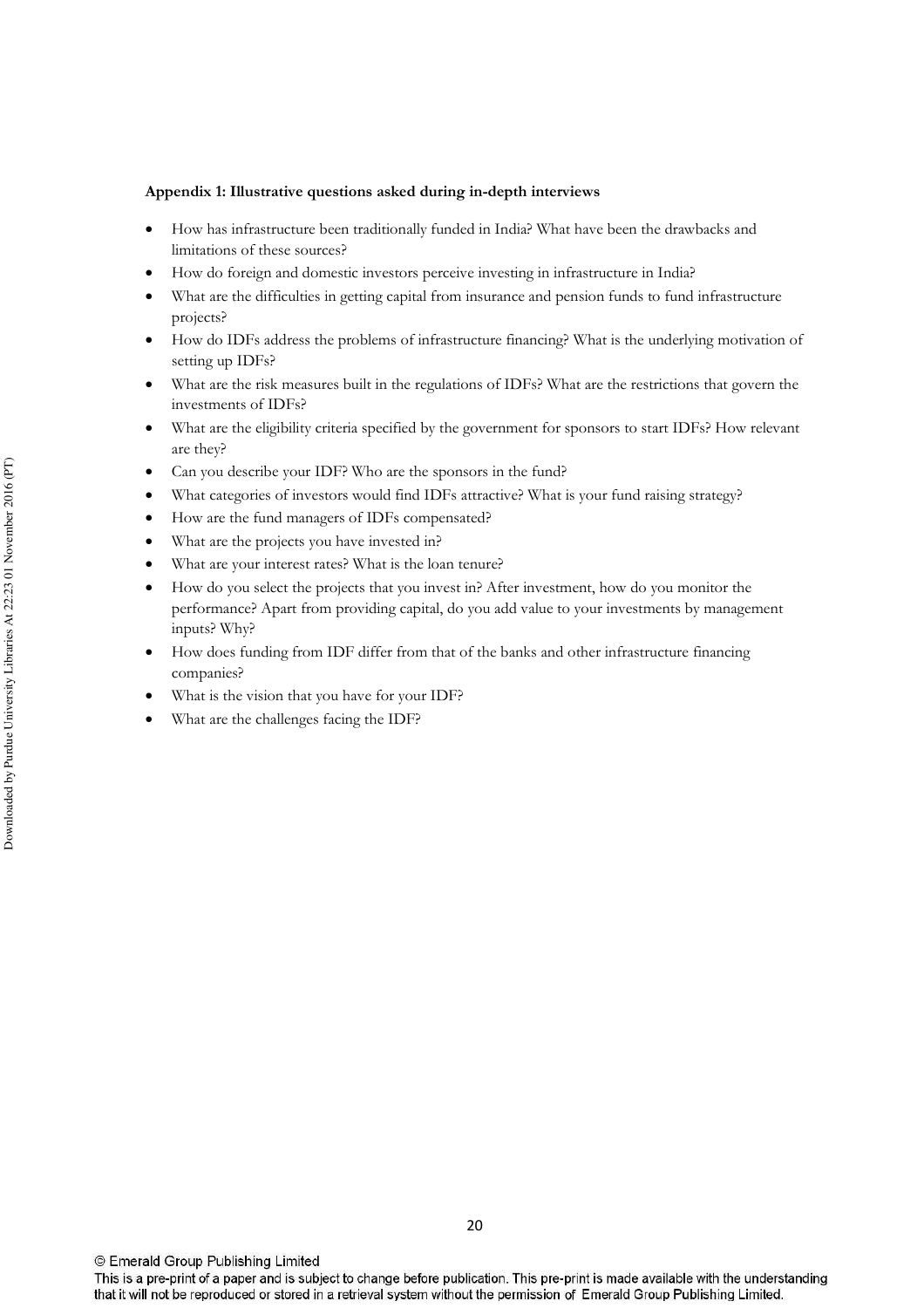**Appendix 1: Illustrative questions asked during in-depth interviews**

- How has infrastructure been traditionally funded in India? What have been the drawbacks and limitations of these sources?
- How do foreign and domestic investors perceive investing in infrastructure in India?
- What are the difficulties in getting capital from insurance and pension funds to fund infrastructure projects?
- How do IDFs address the problems of infrastructure financing? What is the underlying motivation of setting up IDFs?
- What are the risk measures built in the regulations of IDFs? What are the restrictions that govern the investments of IDFs?
- What are the eligibility criteria specified by the government for sponsors to start IDFs? How relevant are they?
- Can you describe your IDF? Who are the sponsors in the fund?
- What categories of investors would find IDFs attractive? What is your fund raising strategy?
- How are the fund managers of IDFs compensated?
- What are the projects you have invested in?
- What are your interest rates? What is the loan tenure?
- How do you select the projects that you invest in? After investment, how do you monitor the performance? Apart from providing capital, do you add value to your investments by management inputs? Why?
- How does funding from IDF differ from that of the banks and other infrastructure financing companies?
- What is the vision that you have for your IDF?
- What are the challenges facing the IDF?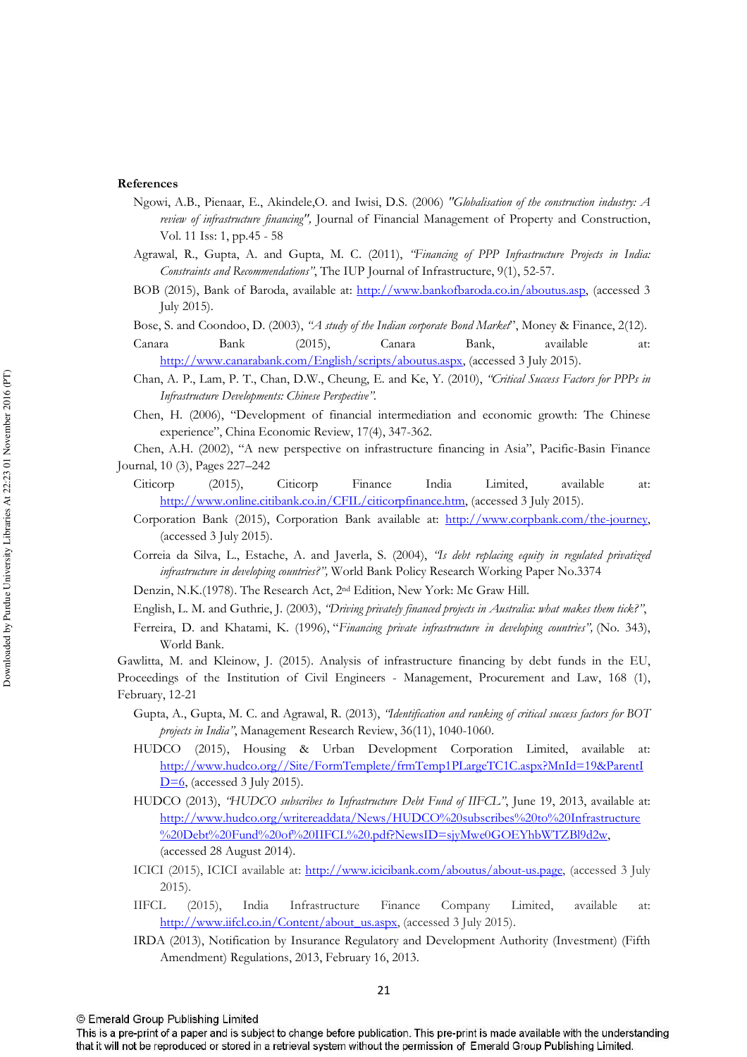**References**

Ngowi, A.B., Pienaar, E., Akindele,O. and Iwisi, D.S. (2006) *"Globalisation of the construction industry: A review of infrastructure financing",* Journal of Financial Management of Property and Construction, Vol. 11 Iss: 1, pp.45 - 58

Agrawal, R., Gupta, A. and Gupta, M. C. (2011), *"Financing of PPP Infrastructure Projects in India: Constraints and Recommendations"*, The IUP Journal of Infrastructure, 9(1), 52-57.

BOB (2015), Bank of Baroda, available at: http://www.bankofbaroda.co.in/aboutus.asp, (accessed 3 July 2015).

Bose, S. and Coondoo, D. (2003), *"A study of the Indian corporate Bond Market"*, Money & Finance, 2(12).

Canara Bank (2015), Canara Bank, available at: http://www.canarabank.com/English/scripts/aboutus.aspx, (accessed 3 July 2015).

Chan, A. P., Lam, P. T., Chan, D.W., Cheung, E. and Ke, Y. (2010), *"Critical Success Factors for PPPs in Infrastructure Developments: Chinese Perspective".*

Chen, H. (2006), "Development of financial intermediation and economic growth: The Chinese experience", China Economic Review, 17(4), 347-362.

Chen, A.H. (2002), "A new perspective on infrastructure financing in Asia", Pacific-Basin Finance Journal, 10 (3), Pages 227–242

Citicorp (2015), Citicorp Finance India Limited, available at: http://www.online.citibank.co.in/CFIL/citicorpfinance.htm, (accessed 3 July 2015).

Corporation Bank (2015), Corporation Bank available at: http://www.corpbank.com/the-journey, (accessed 3 July 2015).

Correia da Silva, L., Estache, A. and Javerla, S. (2004), *"Is debt replacing equity in regulated privatized infrastructure in developing countries?",* World Bank Policy Research Working Paper No.3374

Denzin, N.K.(1978). The Research Act, 2nd Edition, New York: Mc Graw Hill.

English, L. M. and Guthrie, J. (2003), *"Driving privately financed projects in Australia: what makes them tick?",*

Ferreira, D. and Khatami, K. (1996), *"Financing private infrastructure in developing countries",* (No. 343), World Bank.

Gawlitta, M. and Kleinow, J. (2015). Analysis of infrastructure financing by debt funds in the EU, Proceedings of the Institution of Civil Engineers - Management, Procurement and Law, 168 (1), February, 12-21

Gupta, A., Gupta, M. C. and Agrawal, R. (2013), *"Identification and ranking of critical success factors for BOT projects in India"*, Management Research Review, 36(11), 1040-1060.

HUDCO (2015), Housing & Urban Development Corporation Limited, available at: http://www.hudco.org//Site/FormTemplete/frmTemp1PLargeTC1C.aspx?MnId=19&ParentID=6, (accessed 3 July 2015).

HUDCO (2013), *"HUDCO subscribes to Infrastructure Debt Fund of IIFCL"*, June 19, 2013, available at: http://www.hudco.org/writereaddata/News/HUDCO%20subscribes%20to%20Infrastructure%20Debt%20Fund%20of%20IIFCL%20.pdf?NewsID=sjyMwe0GOEYhbWTZBl9d2w, (accessed 28 August 2014).

ICICI (2015), ICICI available at: http://www.icicibank.com/aboutus/about-us.page, (accessed 3 July 2015).

IIFCL (2015), India Infrastructure Finance Company Limited, available at: http://www.iifcl.co.in/Content/about_us.aspx, (accessed 3 July 2015).

IRDA (2013), Notification by Insurance Regulatory and Development Authority (Investment) (Fifth Amendment) Regulations, 2013, February 16, 2013.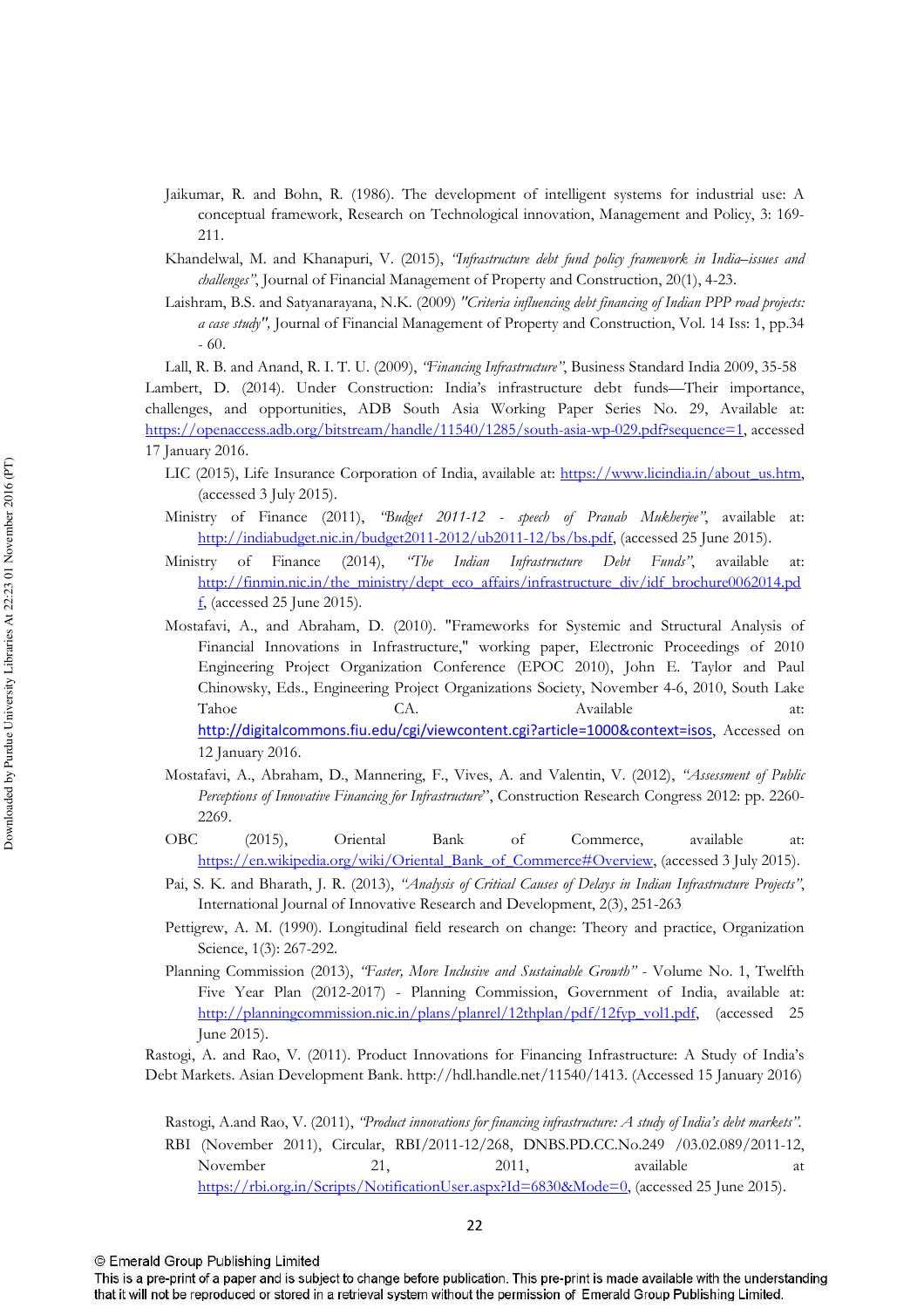Jaikumar, R. and Bohn, R. (1986). The development of intelligent systems for industrial use: A conceptual framework, Research on Technological innovation, Management and Policy, 3: 169-211.

Khandelwal, M. and Khanapuri, V. (2015), *"Infrastructure debt fund policy framework in India–issues and challenges"*, Journal of Financial Management of Property and Construction, 20(1), 4-23.

Laishram, B.S. and Satyanarayana, N.K. (2009) *"Criteria influencing debt financing of Indian PPP road projects: a case study"*, Journal of Financial Management of Property and Construction, Vol. 14 Iss: 1, pp.34 - 60.

Lall, R. B. and Anand, R. I. T. U. (2009), *"Financing Infrastructure"*, Business Standard India 2009, 35-58

Lambert, D. (2014). Under Construction: India's infrastructure debt funds—Their importance, challenges, and opportunities, ADB South Asia Working Paper Series No. 29, Available at: https://openaccess.adb.org/bitstream/handle/11540/1285/south-asia-wp-029.pdf?sequence=1, accessed 17 January 2016.

LIC (2015), Life Insurance Corporation of India, available at: https://www.licindia.in/about_us.htm, (accessed 3 July 2015).

Ministry of Finance (2011), *"Budget 2011-12 - speech of Pranab Mukherjee"*, available at: http://indiabudget.nic.in/budget2011-2012/ub2011-12/bs/bs.pdf, (accessed 25 June 2015).

Ministry of Finance (2014), *"The Indian Infrastructure Debt Funds"*, available at: http://finmin.nic.in/the_ministry/dept_eco_affairs/infrastructure_div/idf_brochure0062014.pdf, (accessed 25 June 2015).

Mostafavi, A., and Abraham, D. (2010). "Frameworks for Systemic and Structural Analysis of Financial Innovations in Infrastructure," working paper, Electronic Proceedings of 2010 Engineering Project Organization Conference (EPOC 2010), John E. Taylor and Paul Chinowsky, Eds., Engineering Project Organizations Society, November 4-6, 2010, South Lake Tahoe CA. Available at: http://digitalcommons.fiu.edu/cgi/viewcontent.cgi?article=1000&context=isos, Accessed on 12 January 2016.

Mostafavi, A., Abraham, D., Mannering, F., Vives, A. and Valentin, V. (2012), *"Assessment of Public Perceptions of Innovative Financing for Infrastructure"*, Construction Research Congress 2012: pp. 2260-2269.

OBC (2015), Oriental Bank of Commerce, available at: https://en.wikipedia.org/wiki/Oriental_Bank_of_Commerce#Overview, (accessed 3 July 2015).

Pai, S. K. and Bharath, J. R. (2013), *"Analysis of Critical Causes of Delays in Indian Infrastructure Projects"*, International Journal of Innovative Research and Development, 2(3), 251-263

Pettigrew, A. M. (1990). Longitudinal field research on change: Theory and practice, Organization Science, 1(3): 267-292.

Planning Commission (2013), *"Faster, More Inclusive and Sustainable Growth"* - Volume No. 1, Twelfth Five Year Plan (2012-2017) - Planning Commission, Government of India, available at: http://planningcommission.nic.in/plans/planrel/12thplan/pdf/12fyp_vol1.pdf, (accessed 25 June 2015).

Rastogi, A. and Rao, V. (2011). Product Innovations for Financing Infrastructure: A Study of India's Debt Markets. Asian Development Bank. http://hdl.handle.net/11540/1413. (Accessed 15 January 2016)

Rastogi, A.and Rao, V. (2011), *"Product innovations for financing infrastructure: A study of India's debt markets"*.

RBI (November 2011), Circular, RBI/2011-12/268, DNBS.PD.CC.No.249 /03.02.089/2011-12, November 21, 2011, available at https://rbi.org.in/Scripts/NotificationUser.aspx?Id=6830&Mode=0, (accessed 25 June 2015).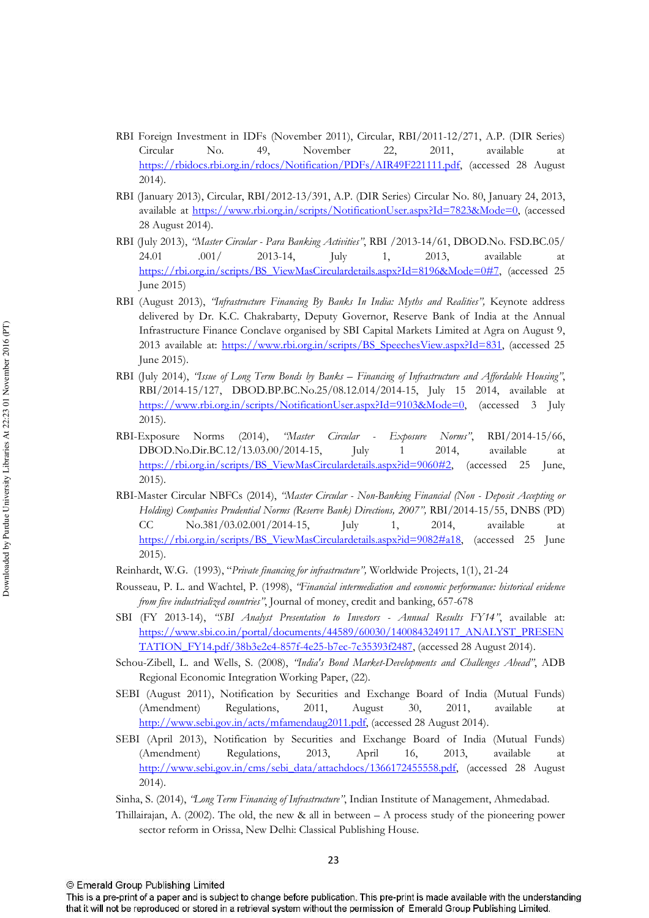RBI Foreign Investment in IDFs (November 2011), Circular, RBI/2011-12/271, A.P. (DIR Series) Circular No. 49, November 22, 2011, available at https://rbidocs.rbi.org.in/rdocs/Notification/PDFs/AIR49F221111.pdf, (accessed 28 August 2014).

RBI (January 2013), Circular, RBI/2012-13/391, A.P. (DIR Series) Circular No. 80, January 24, 2013, available at https://www.rbi.org.in/scripts/NotificationUser.aspx?Id=7823&Mode=0, (accessed 28 August 2014).

RBI (July 2013), *"Master Circular - Para Banking Activities"*, RBI /2013-14/61, DBOD.No. FSD.BC.05/ 24.01 .001/ 2013-14, July 1, 2013, available at https://rbi.org.in/scripts/BS_ViewMasCirculardetails.aspx?Id=8196&Mode=0#7, (accessed 25 June 2015)

RBI (August 2013), *"Infrastructure Financing By Banks In India: Myths and Realities"*, Keynote address delivered by Dr. K.C. Chakrabarty, Deputy Governor, Reserve Bank of India at the Annual Infrastructure Finance Conclave organised by SBI Capital Markets Limited at Agra on August 9, 2013 available at: https://www.rbi.org.in/scripts/BS_SpeechesView.aspx?Id=831, (accessed 25 June 2015).

RBI (July 2014), *"Issue of Long Term Bonds by Banks – Financing of Infrastructure and Affordable Housing"*, RBI/2014-15/127, DBOD.BP.BC.No.25/08.12.014/2014-15, July 15 2014, available at https://www.rbi.org.in/scripts/NotificationUser.aspx?Id=9103&Mode=0, (accessed 3 July 2015).

RBI-Exposure Norms (2014), *"Master Circular - Exposure Norms"*, RBI/2014-15/66, DBOD.No.Dir.BC.12/13.03.00/2014-15, July 1 2014, available at https://rbi.org.in/scripts/BS_ViewMasCirculardetails.aspx?id=9060#2, (accessed 25 June, 2015).

RBI-Master Circular NBFCs (2014), *"Master Circular - Non-Banking Financial (Non - Deposit Accepting or Holding) Companies Prudential Norms (Reserve Bank) Directions, 2007"*, RBI/2014-15/55, DNBS (PD) CC No.381/03.02.001/2014-15, July 1, 2014, available at https://rbi.org.in/scripts/BS_ViewMasCirculardetails.aspx?id=9082#a18, (accessed 25 June 2015).

Reinhardt, W.G. (1993), "*Private financing for infrastructure"*, Worldwide Projects, 1(1), 21-24

Rousseau, P. L. and Wachtel, P. (1998), *"Financial intermediation and economic performance: historical evidence from five industrialized countries"*, Journal of money, credit and banking, 657-678

SBI (FY 2013-14), *"SBI Analyst Presentation to Investors - Annual Results FY14"*, available at: https://www.sbi.co.in/portal/documents/44589/60030/1400843249117_ANALYST_PRESENTATION_FY14.pdf/38b3e2c4-857f-4e25-b7ec-7c35393f2487, (accessed 28 August 2014).

Schou-Zibell, L. and Wells, S. (2008), *"India's Bond Market-Developments and Challenges Ahead"*, ADB Regional Economic Integration Working Paper, (22).

SEBI (August 2011), Notification by Securities and Exchange Board of India (Mutual Funds) (Amendment) Regulations, 2011, August 30, 2011, available at http://www.sebi.gov.in/acts/mfamendaug2011.pdf, (accessed 28 August 2014).

SEBI (April 2013), Notification by Securities and Exchange Board of India (Mutual Funds) (Amendment) Regulations, 2013, April 16, 2013, available at http://www.sebi.gov.in/cms/sebi_data/attachdocs/1366172455558.pdf, (accessed 28 August 2014).

Sinha, S. (2014), *"Long Term Financing of Infrastructure"*, Indian Institute of Management, Ahmedabad.

Thillairajan, A. (2002). The old, the new & all in between – A process study of the pioneering power sector reform in Orissa, New Delhi: Classical Publishing House.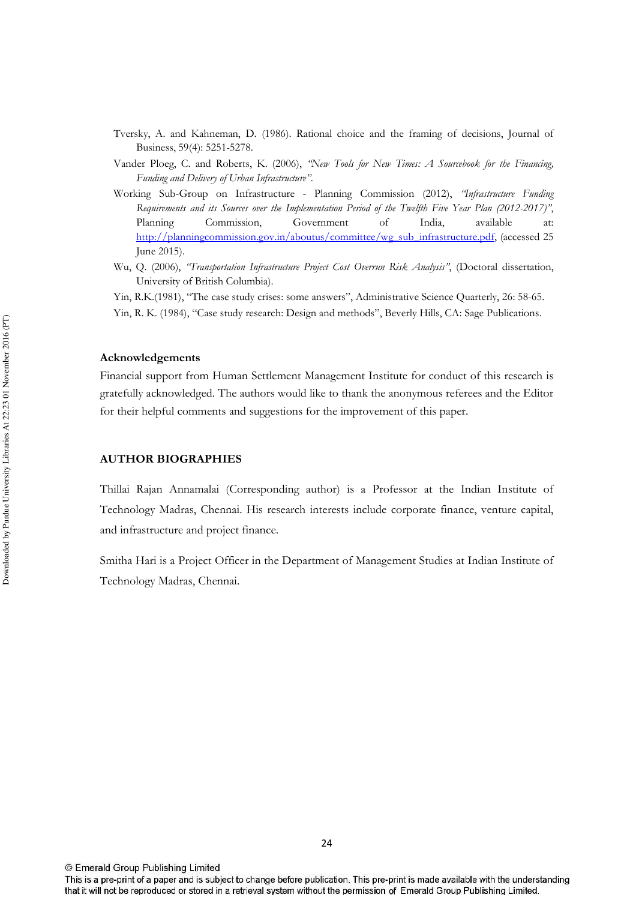Tversky, A. and Kahneman, D. (1986). Rational choice and the framing of decisions, Journal of Business, 59(4): 5251-5278.

Vander Ploeg, C. and Roberts, K. (2006), *"New Tools for New Times: A Sourcebook for the Financing, Funding and Delivery of Urban Infrastructure"*.

Working Sub-Group on Infrastructure - Planning Commission (2012), *"Infrastructure Funding Requirements and its Sources over the Implementation Period of the Twelfth Five Year Plan (2012-2017)"*, Planning Commission, Government of India, available at: http://planningcommission.gov.in/aboutus/committee/wg_sub_infrastructure.pdf, (accessed 25 June 2015).

Wu, Q. (2006), *"Transportation Infrastructure Project Cost Overrun Risk Analysis"*, (Doctoral dissertation, University of British Columbia).

Yin, R.K.(1981), "The case study crises: some answers", Administrative Science Quarterly, 26: 58-65.

Yin, R. K. (1984), "Case study research: Design and methods", Beverly Hills, CA: Sage Publications.

## Acknowledgements

Financial support from Human Settlement Management Institute for conduct of this research is gratefully acknowledged. The authors would like to thank the anonymous referees and the Editor for their helpful comments and suggestions for the improvement of this paper.

## AUTHOR BIOGRAPHIES

Thillai Rajan Annamalai (Corresponding author) is a Professor at the Indian Institute of Technology Madras, Chennai. His research interests include corporate finance, venture capital, and infrastructure and project finance.

Smitha Hari is a Project Officer in the Department of Management Studies at Indian Institute of Technology Madras, Chennai.